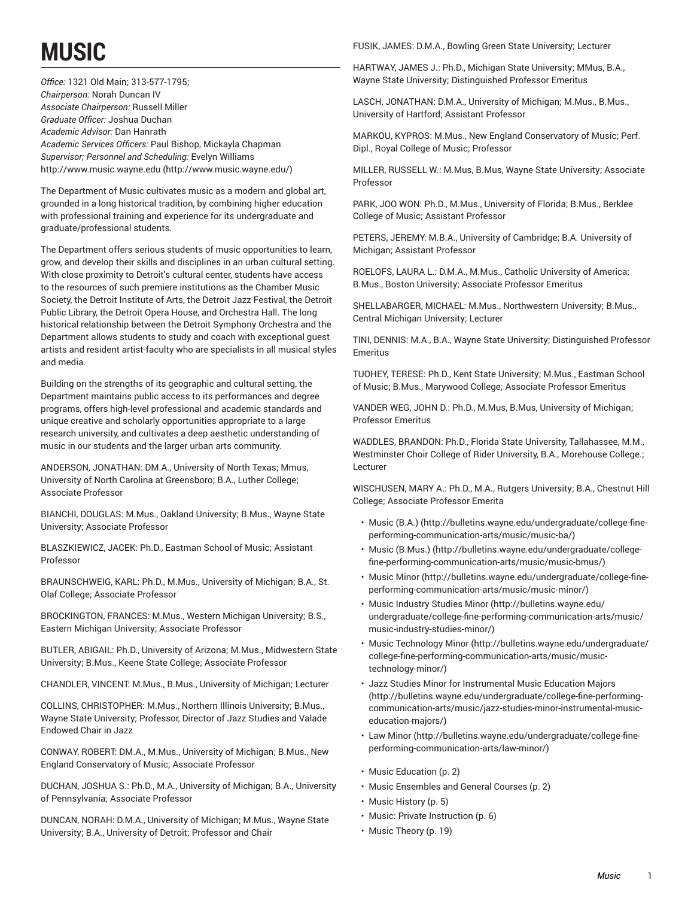# MUSIC

*Office:* 1321 Old Main; 313-577-1795;
*Chairperson:* Norah Duncan IV
*Associate Chairperson:* Russell Miller
*Graduate Officer:* Joshua Duchan
*Academic Advisor:* Dan Hanrath
*Academic Services Officers:* Paul Bishop, Mickayla Chapman
*Supervisor; Personnel and Scheduling:* Evelyn Williams
http://www.music.wayne.edu (http://www.music.wayne.edu/)

The Department of Music cultivates music as a modern and global art, grounded in a long historical tradition, by combining higher education with professional training and experience for its undergraduate and graduate/professional students.

The Department offers serious students of music opportunities to learn, grow, and develop their skills and disciplines in an urban cultural setting. With close proximity to Detroit's cultural center, students have access to the resources of such premiere institutions as the Chamber Music Society, the Detroit Institute of Arts, the Detroit Jazz Festival, the Detroit Public Library, the Detroit Opera House, and Orchestra Hall. The long historical relationship between the Detroit Symphony Orchestra and the Department allows students to study and coach with exceptional guest artists and resident artist-faculty who are specialists in all musical styles and media.

Building on the strengths of its geographic and cultural setting, the Department maintains public access to its performances and degree programs, offers high-level professional and academic standards and unique creative and scholarly opportunities appropriate to a large research university, and cultivates a deep aesthetic understanding of music in our students and the larger urban arts community.

ANDERSON, JONATHAN: DM.A., University of North Texas; Mmus, University of North Carolina at Greensboro; B.A., Luther College; Associate Professor

BIANCHI, DOUGLAS: M.Mus., Oakland University; B.Mus., Wayne State University; Associate Professor

BLASZKIEWICZ, JACEK: Ph.D., Eastman School of Music; Assistant Professor

BRAUNSCHWEIG, KARL: Ph.D., M.Mus., University of Michigan; B.A., St. Olaf College; Associate Professor

BROCKINGTON, FRANCES: M.Mus., Western Michigan University; B.S., Eastern Michigan University; Associate Professor

BUTLER, ABIGAIL: Ph.D., University of Arizona; M.Mus., Midwestern State University; B.Mus., Keene State College; Associate Professor

CHANDLER, VINCENT: M.Mus., B.Mus., University of Michigan; Lecturer

COLLINS, CHRISTOPHER: M.Mus., Northern Illinois University; B.Mus., Wayne State University; Professor, Director of Jazz Studies and Valade Endowed Chair in Jazz

CONWAY, ROBERT: DM.A., M.Mus., University of Michigan; B.Mus., New England Conservatory of Music; Associate Professor

DUCHAN, JOSHUA S.: Ph.D., M.A., University of Michigan; B.A., University of Pennsylvania; Associate Professor

DUNCAN, NORAH: D.M.A., University of Michigan; M.Mus., Wayne State University; B.A., University of Detroit; Professor and Chair

FUSIK, JAMES: D.M.A., Bowling Green State University; Lecturer

HARTWAY, JAMES J.: Ph.D., Michigan State University; MMus, B.A., Wayne State University; Distinguished Professor Emeritus

LASCH, JONATHAN: D.M.A., University of Michigan; M.Mus., B.Mus., University of Hartford; Assistant Professor

MARKOU, KYPROS: M.Mus., New England Conservatory of Music; Perf. Dipl., Royal College of Music; Professor

MILLER, RUSSELL W.: M.Mus, B.Mus, Wayne State University; Associate Professor

PARK, JOO WON: Ph.D., M.Mus., University of Florida; B.Mus., Berklee College of Music; Assistant Professor

PETERS, JEREMY: M.B.A., University of Cambridge; B.A. University of Michigan; Assistant Professor

ROELOFS, LAURA L.: D.M.A., M.Mus., Catholic University of America; B.Mus., Boston University; Associate Professor Emeritus

SHELLABARGER, MICHAEL: M.Mus., Northwestern University; B.Mus., Central Michigan University; Lecturer

TINI, DENNIS: M.A., B.A., Wayne State University; Distinguished Professor Emeritus

TUOHEY, TERESE: Ph.D., Kent State University; M.Mus., Eastman School of Music; B.Mus., Marywood College; Associate Professor Emeritus

VANDER WEG, JOHN D.: Ph.D., M.Mus, B.Mus, University of Michigan; Professor Emeritus

WADDLES, BRANDON: Ph.D., Florida State University, Tallahassee, M.M., Westminster Choir College of Rider University, B.A., Morehouse College.; Lecturer

WISCHUSEN, MARY A.: Ph.D., M.A., Rutgers University; B.A., Chestnut Hill College; Associate Professor Emerita

- Music (B.A.) (http://bulletins.wayne.edu/undergraduate/college-fine-performing-communication-arts/music/music-ba/)
- Music (B.Mus.) (http://bulletins.wayne.edu/undergraduate/college-fine-performing-communication-arts/music/music-bmus/)
- Music Minor (http://bulletins.wayne.edu/undergraduate/college-fine-performing-communication-arts/music/music-minor/)
- Music Industry Studies Minor (http://bulletins.wayne.edu/undergraduate/college-fine-performing-communication-arts/music/music-industry-studies-minor/)
- Music Technology Minor (http://bulletins.wayne.edu/undergraduate/college-fine-performing-communication-arts/music/music-technology-minor/)
- Jazz Studies Minor for Instrumental Music Education Majors (http://bulletins.wayne.edu/undergraduate/college-fine-performing-communication-arts/music/jazz-studies-minor-instrumental-music-education-majors/)
- Law Minor (http://bulletins.wayne.edu/undergraduate/college-fine-performing-communication-arts/law-minor/)

- Music Education (p. 2)
- Music Ensembles and General Courses (p. 2)
- Music History (p. 5)
- Music: Private Instruction (p. 6)
- Music Theory (p. 19)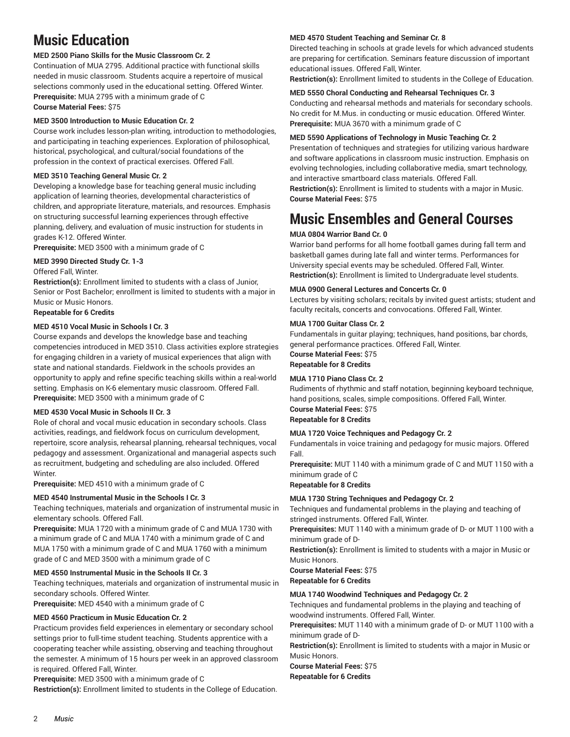# Music Education

**MED 2500 Piano Skills for the Music Classroom Cr. 2**

Continuation of MUA 2795. Additional practice with functional skills needed in music classroom. Students acquire a repertoire of musical selections commonly used in the educational setting. Offered Winter.

**Prerequisite:** MUA 2795 with a minimum grade of C

**Course Material Fees:** $75

**MED 3500 Introduction to Music Education Cr. 2**

Course work includes lesson-plan writing, introduction to methodologies, and participating in teaching experiences. Exploration of philosophical, historical, psychological, and cultural/social foundations of the profession in the context of practical exercises. Offered Fall.

**MED 3510 Teaching General Music Cr. 2**

Developing a knowledge base for teaching general music including application of learning theories, developmental characteristics of children, and appropriate literature, materials, and resources. Emphasis on structuring successful learning experiences through effective planning, delivery, and evaluation of music instruction for students in grades K-12. Offered Winter.

**Prerequisite:** MED 3500 with a minimum grade of C

**MED 3990 Directed Study Cr. 1-3**

Offered Fall, Winter.

**Restriction(s):** Enrollment limited to students with a class of Junior, Senior or Post Bachelor; enrollment is limited to students with a major in Music or Music Honors.

**Repeatable for 6 Credits**

**MED 4510 Vocal Music in Schools I Cr. 3**

Course expands and develops the knowledge base and teaching competencies introduced in MED 3510. Class activities explore strategies for engaging children in a variety of musical experiences that align with state and national standards. Fieldwork in the schools provides an opportunity to apply and refine specific teaching skills within a real-world setting. Emphasis on K-6 elementary music classroom. Offered Fall.

**Prerequisite:** MED 3500 with a minimum grade of C

**MED 4530 Vocal Music in Schools II Cr. 3**

Role of choral and vocal music education in secondary schools. Class activities, readings, and fieldwork focus on curriculum development, repertoire, score analysis, rehearsal planning, rehearsal techniques, vocal pedagogy and assessment. Organizational and managerial aspects such as recruitment, budgeting and scheduling are also included. Offered Winter.

**Prerequisite:** MED 4510 with a minimum grade of C

**MED 4540 Instrumental Music in the Schools I Cr. 3**

Teaching techniques, materials and organization of instrumental music in elementary schools. Offered Fall.

**Prerequisite:** MUA 1720 with a minimum grade of C and MUA 1730 with a minimum grade of C and MUA 1740 with a minimum grade of C and MUA 1750 with a minimum grade of C and MUA 1760 with a minimum grade of C and MED 3500 with a minimum grade of C

**MED 4550 Instrumental Music in the Schools II Cr. 3**

Teaching techniques, materials and organization of instrumental music in secondary schools. Offered Winter.

**Prerequisite:** MED 4540 with a minimum grade of C

**MED 4560 Practicum in Music Education Cr. 2**

Practicum provides field experiences in elementary or secondary school settings prior to full-time student teaching. Students apprentice with a cooperating teacher while assisting, observing and teaching throughout the semester. A minimum of 15 hours per week in an approved classroom is required. Offered Fall, Winter.

**Prerequisite:** MED 3500 with a minimum grade of C

**Restriction(s):** Enrollment limited to students in the College of Education.

**MED 4570 Student Teaching and Seminar Cr. 8**

Directed teaching in schools at grade levels for which advanced students are preparing for certification. Seminars feature discussion of important educational issues. Offered Fall, Winter.

**Restriction(s):** Enrollment limited to students in the College of Education.

**MED 5550 Choral Conducting and Rehearsal Techniques Cr. 3**

Conducting and rehearsal methods and materials for secondary schools. No credit for M.Mus. in conducting or music education. Offered Winter.

**Prerequisite:** MUA 3670 with a minimum grade of C

**MED 5590 Applications of Technology in Music Teaching Cr. 2**

Presentation of techniques and strategies for utilizing various hardware and software applications in classroom music instruction. Emphasis on evolving technologies, including collaborative media, smart technology, and interactive smartboard class materials. Offered Fall.

**Restriction(s):** Enrollment is limited to students with a major in Music.

**Course Material Fees:** $75

# Music Ensembles and General Courses

**MUA 0804 Warrior Band Cr. 0**

Warrior band performs for all home football games during fall term and basketball games during late fall and winter terms. Performances for University special events may be scheduled. Offered Fall, Winter.

**Restriction(s):** Enrollment is limited to Undergraduate level students.

**MUA 0900 General Lectures and Concerts Cr. 0**

Lectures by visiting scholars; recitals by invited guest artists; student and faculty recitals, concerts and convocations. Offered Fall, Winter.

**MUA 1700 Guitar Class Cr. 2**

Fundamentals in guitar playing; techniques, hand positions, bar chords, general performance practices. Offered Fall, Winter.

**Course Material Fees:** $75

**Repeatable for 8 Credits**

**MUA 1710 Piano Class Cr. 2**

Rudiments of rhythmic and staff notation, beginning keyboard technique, hand positions, scales, simple compositions. Offered Fall, Winter.

**Course Material Fees:** $75

**Repeatable for 8 Credits**

**MUA 1720 Voice Techniques and Pedagogy Cr. 2**

Fundamentals in voice training and pedagogy for music majors. Offered Fall.

**Prerequisite:** MUT 1140 with a minimum grade of C and MUT 1150 with a minimum grade of C

**Repeatable for 8 Credits**

**MUA 1730 String Techniques and Pedagogy Cr. 2**

Techniques and fundamental problems in the playing and teaching of stringed instruments. Offered Fall, Winter.

**Prerequisites:** MUT 1140 with a minimum grade of D- or MUT 1100 with a minimum grade of D-

**Restriction(s):** Enrollment is limited to students with a major in Music or Music Honors.

**Course Material Fees:** $75

**Repeatable for 6 Credits**

**MUA 1740 Woodwind Techniques and Pedagogy Cr. 2**

Techniques and fundamental problems in the playing and teaching of woodwind instruments. Offered Fall, Winter.

**Prerequisites:** MUT 1140 with a minimum grade of D- or MUT 1100 with a minimum grade of D-

**Restriction(s):** Enrollment is limited to students with a major in Music or Music Honors.

**Course Material Fees:** $75

**Repeatable for 6 Credits**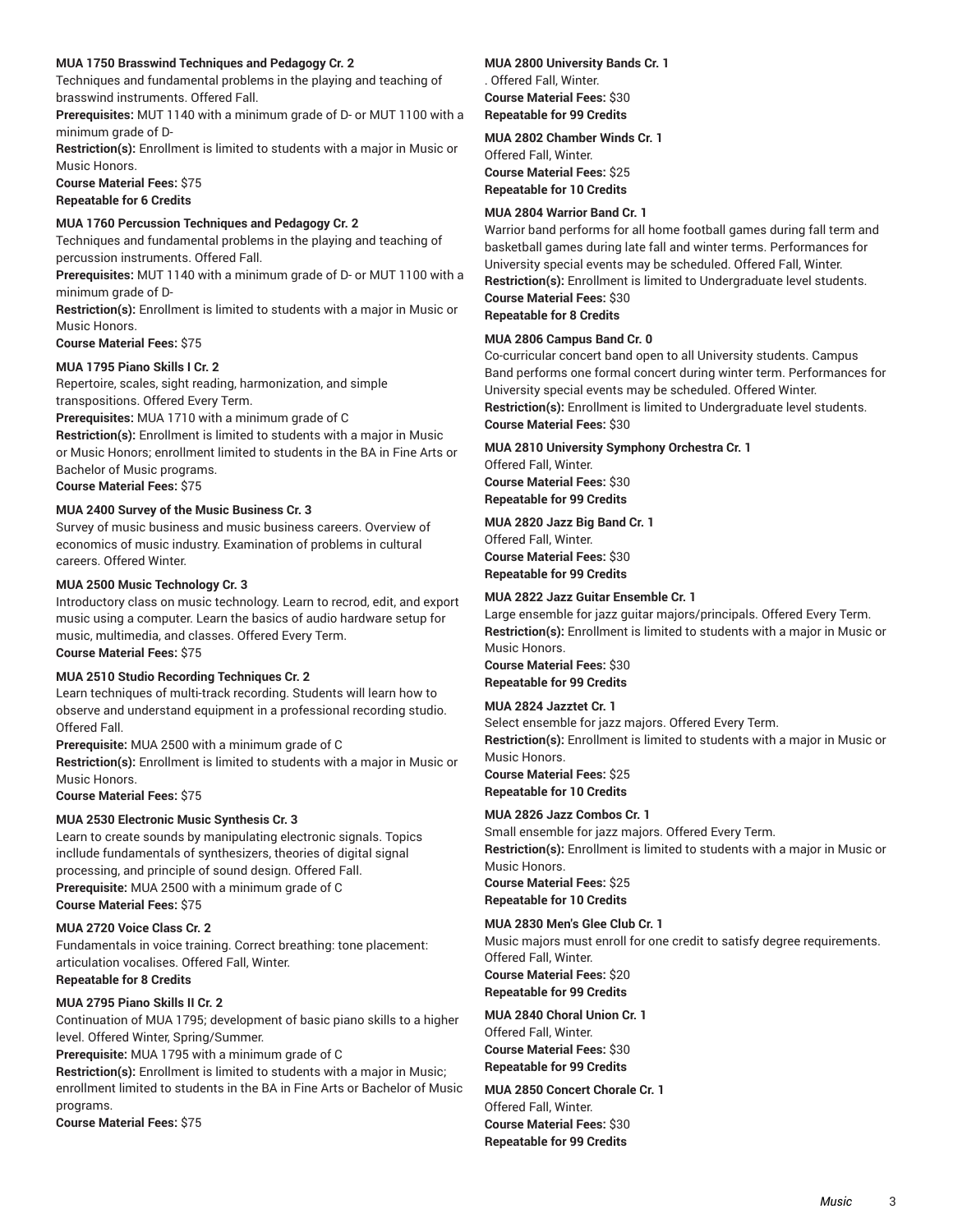**MUA 1750 Brasswind Techniques and Pedagogy Cr. 2**

Techniques and fundamental problems in the playing and teaching of brasswind instruments. Offered Fall.

**Prerequisites:** MUT 1140 with a minimum grade of D- or MUT 1100 with a minimum grade of D-

**Restriction(s):** Enrollment is limited to students with a major in Music or Music Honors.

**Course Material Fees:** $75

**Repeatable for 6 Credits**

**MUA 1760 Percussion Techniques and Pedagogy Cr. 2**

Techniques and fundamental problems in the playing and teaching of percussion instruments. Offered Fall.

**Prerequisites:** MUT 1140 with a minimum grade of D- or MUT 1100 with a minimum grade of D-

**Restriction(s):** Enrollment is limited to students with a major in Music or Music Honors.

**Course Material Fees:** $75

**MUA 1795 Piano Skills I Cr. 2**

Repertoire, scales, sight reading, harmonization, and simple transpositions. Offered Every Term.

**Prerequisites:** MUA 1710 with a minimum grade of C

**Restriction(s):** Enrollment is limited to students with a major in Music or Music Honors; enrollment limited to students in the BA in Fine Arts or Bachelor of Music programs.

**Course Material Fees:** $75

**MUA 2400 Survey of the Music Business Cr. 3**

Survey of music business and music business careers. Overview of economics of music industry. Examination of problems in cultural careers. Offered Winter.

**MUA 2500 Music Technology Cr. 3**

Introductory class on music technology. Learn to recrod, edit, and export music using a computer. Learn the basics of audio hardware setup for music, multimedia, and classes. Offered Every Term.

**Course Material Fees:** $75

**MUA 2510 Studio Recording Techniques Cr. 2**

Learn techniques of multi-track recording. Students will learn how to observe and understand equipment in a professional recording studio. Offered Fall.

**Prerequisite:** MUA 2500 with a minimum grade of C

**Restriction(s):** Enrollment is limited to students with a major in Music or Music Honors.

**Course Material Fees:** $75

**MUA 2530 Electronic Music Synthesis Cr. 3**

Learn to create sounds by manipulating electronic signals. Topics incllude fundamentals of synthesizers, theories of digital signal processing, and principle of sound design. Offered Fall.

**Prerequisite:** MUA 2500 with a minimum grade of C

**Course Material Fees:** $75

**MUA 2720 Voice Class Cr. 2**

Fundamentals in voice training. Correct breathing: tone placement: articulation vocalises. Offered Fall, Winter.

**Repeatable for 8 Credits**

**MUA 2795 Piano Skills II Cr. 2**

Continuation of MUA 1795; development of basic piano skills to a higher level. Offered Winter, Spring/Summer.

**Prerequisite:** MUA 1795 with a minimum grade of C

**Restriction(s):** Enrollment is limited to students with a major in Music; enrollment limited to students in the BA in Fine Arts or Bachelor of Music programs.

**Course Material Fees:** $75

**MUA 2800 University Bands Cr. 1**

. Offered Fall, Winter.

**Course Material Fees:** $30

**Repeatable for 99 Credits**

**MUA 2802 Chamber Winds Cr. 1**

Offered Fall, Winter.

**Course Material Fees:** $25

**Repeatable for 10 Credits**

**MUA 2804 Warrior Band Cr. 1**

Warrior band performs for all home football games during fall term and basketball games during late fall and winter terms. Performances for University special events may be scheduled. Offered Fall, Winter.

**Restriction(s):** Enrollment is limited to Undergraduate level students.

**Course Material Fees:** $30

**Repeatable for 8 Credits**

**MUA 2806 Campus Band Cr. 0**

Co-curricular concert band open to all University students. Campus Band performs one formal concert during winter term. Performances for University special events may be scheduled. Offered Winter.

**Restriction(s):** Enrollment is limited to Undergraduate level students.

**Course Material Fees:** $30

**MUA 2810 University Symphony Orchestra Cr. 1**

Offered Fall, Winter.

**Course Material Fees:** $30

**Repeatable for 99 Credits**

**MUA 2820 Jazz Big Band Cr. 1**

Offered Fall, Winter.

**Course Material Fees:** $30

**Repeatable for 99 Credits**

**MUA 2822 Jazz Guitar Ensemble Cr. 1**

Large ensemble for jazz guitar majors/principals. Offered Every Term.

**Restriction(s):** Enrollment is limited to students with a major in Music or Music Honors.

**Course Material Fees:** $30

**Repeatable for 99 Credits**

**MUA 2824 Jazztet Cr. 1**

Select ensemble for jazz majors. Offered Every Term.

**Restriction(s):** Enrollment is limited to students with a major in Music or Music Honors.

**Course Material Fees:** $25

**Repeatable for 10 Credits**

**MUA 2826 Jazz Combos Cr. 1**

Small ensemble for jazz majors. Offered Every Term.

**Restriction(s):** Enrollment is limited to students with a major in Music or Music Honors.

**Course Material Fees:** $25

**Repeatable for 10 Credits**

**MUA 2830 Men's Glee Club Cr. 1**

Music majors must enroll for one credit to satisfy degree requirements. Offered Fall, Winter.

**Course Material Fees:** $20

**Repeatable for 99 Credits**

**MUA 2840 Choral Union Cr. 1**

Offered Fall, Winter.

**Course Material Fees:** $30

**Repeatable for 99 Credits**

**MUA 2850 Concert Chorale Cr. 1**

Offered Fall, Winter.

**Course Material Fees:** $30

**Repeatable for 99 Credits**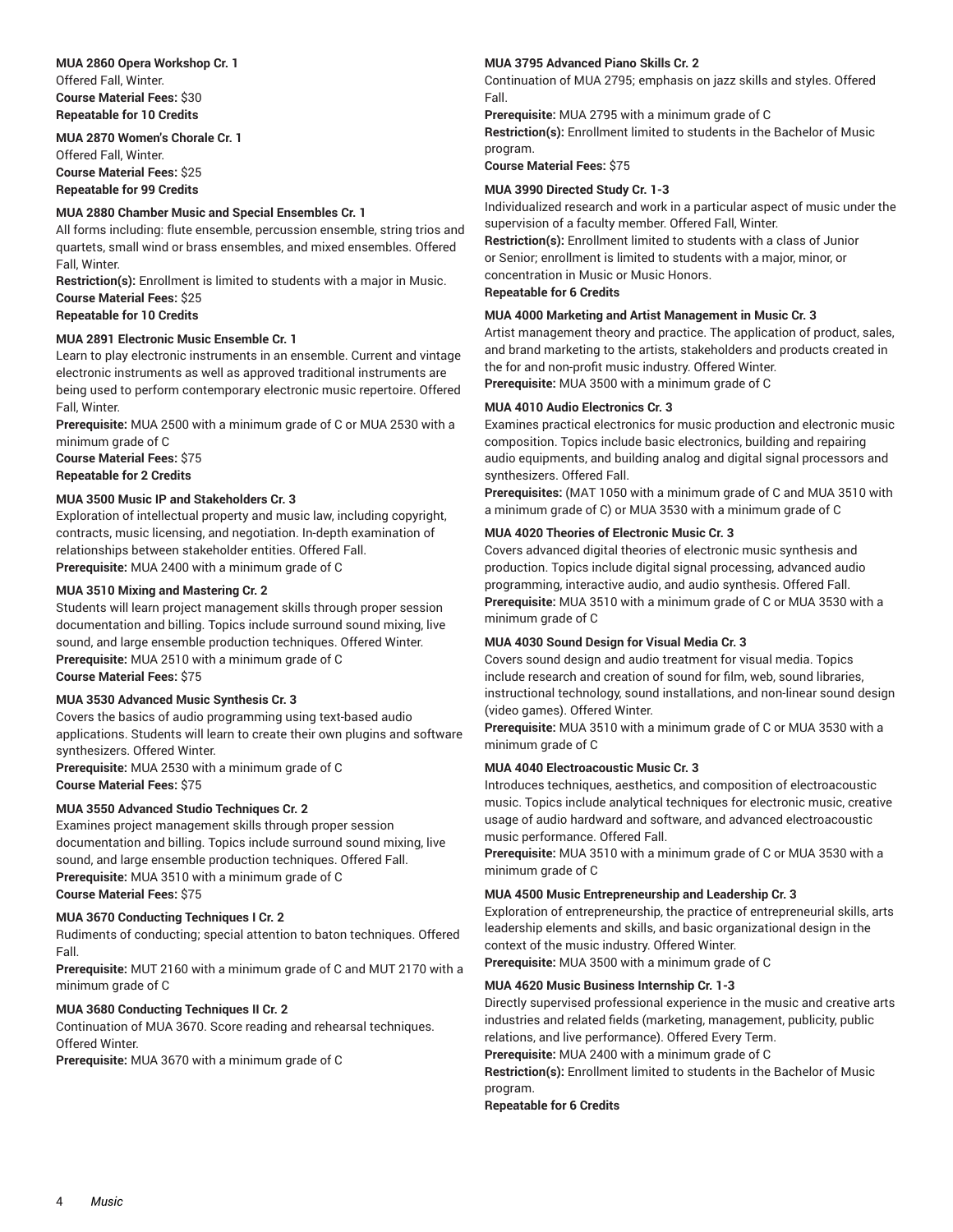**MUA 2860 Opera Workshop Cr. 1**
Offered Fall, Winter.
**Course Material Fees:** $30
**Repeatable for 10 Credits**

**MUA 2870 Women's Chorale Cr. 1**
Offered Fall, Winter.
**Course Material Fees:** $25
**Repeatable for 99 Credits**

**MUA 2880 Chamber Music and Special Ensembles Cr. 1**
All forms including: flute ensemble, percussion ensemble, string trios and quartets, small wind or brass ensembles, and mixed ensembles. Offered Fall, Winter.
**Restriction(s):** Enrollment is limited to students with a major in Music.
**Course Material Fees:** $25
**Repeatable for 10 Credits**

**MUA 2891 Electronic Music Ensemble Cr. 1**
Learn to play electronic instruments in an ensemble. Current and vintage electronic instruments as well as approved traditional instruments are being used to perform contemporary electronic music repertoire. Offered Fall, Winter.
**Prerequisite:** MUA 2500 with a minimum grade of C or MUA 2530 with a minimum grade of C
**Course Material Fees:** $75
**Repeatable for 2 Credits**

**MUA 3500 Music IP and Stakeholders Cr. 3**
Exploration of intellectual property and music law, including copyright, contracts, music licensing, and negotiation. In-depth examination of relationships between stakeholder entities. Offered Fall.
**Prerequisite:** MUA 2400 with a minimum grade of C

**MUA 3510 Mixing and Mastering Cr. 2**
Students will learn project management skills through proper session documentation and billing. Topics include surround sound mixing, live sound, and large ensemble production techniques. Offered Winter.
**Prerequisite:** MUA 2510 with a minimum grade of C
**Course Material Fees:** $75

**MUA 3530 Advanced Music Synthesis Cr. 3**
Covers the basics of audio programming using text-based audio applications. Students will learn to create their own plugins and software synthesizers. Offered Winter.
**Prerequisite:** MUA 2530 with a minimum grade of C
**Course Material Fees:** $75

**MUA 3550 Advanced Studio Techniques Cr. 2**
Examines project management skills through proper session documentation and billing. Topics include surround sound mixing, live sound, and large ensemble production techniques. Offered Fall.
**Prerequisite:** MUA 3510 with a minimum grade of C
**Course Material Fees:** $75

**MUA 3670 Conducting Techniques I Cr. 2**
Rudiments of conducting; special attention to baton techniques. Offered Fall.
**Prerequisite:** MUT 2160 with a minimum grade of C and MUT 2170 with a minimum grade of C

**MUA 3680 Conducting Techniques II Cr. 2**
Continuation of MUA 3670. Score reading and rehearsal techniques. Offered Winter.
**Prerequisite:** MUA 3670 with a minimum grade of C

**MUA 3795 Advanced Piano Skills Cr. 2**
Continuation of MUA 2795; emphasis on jazz skills and styles. Offered Fall.
**Prerequisite:** MUA 2795 with a minimum grade of C
**Restriction(s):** Enrollment limited to students in the Bachelor of Music program.
**Course Material Fees:** $75

**MUA 3990 Directed Study Cr. 1-3**
Individualized research and work in a particular aspect of music under the supervision of a faculty member. Offered Fall, Winter.
**Restriction(s):** Enrollment limited to students with a class of Junior or Senior; enrollment is limited to students with a major, minor, or concentration in Music or Music Honors.
**Repeatable for 6 Credits**

**MUA 4000 Marketing and Artist Management in Music Cr. 3**
Artist management theory and practice. The application of product, sales, and brand marketing to the artists, stakeholders and products created in the for and non-profit music industry. Offered Winter.
**Prerequisite:** MUA 3500 with a minimum grade of C

**MUA 4010 Audio Electronics Cr. 3**
Examines practical electronics for music production and electronic music composition. Topics include basic electronics, building and repairing audio equipments, and building analog and digital signal processors and synthesizers. Offered Fall.
**Prerequisites:** (MAT 1050 with a minimum grade of C and MUA 3510 with a minimum grade of C) or MUA 3530 with a minimum grade of C

**MUA 4020 Theories of Electronic Music Cr. 3**
Covers advanced digital theories of electronic music synthesis and production. Topics include digital signal processing, advanced audio programming, interactive audio, and audio synthesis. Offered Fall.
**Prerequisite:** MUA 3510 with a minimum grade of C or MUA 3530 with a minimum grade of C

**MUA 4030 Sound Design for Visual Media Cr. 3**
Covers sound design and audio treatment for visual media. Topics include research and creation of sound for film, web, sound libraries, instructional technology, sound installations, and non-linear sound design (video games). Offered Winter.
**Prerequisite:** MUA 3510 with a minimum grade of C or MUA 3530 with a minimum grade of C

**MUA 4040 Electroacoustic Music Cr. 3**
Introduces techniques, aesthetics, and composition of electroacoustic music. Topics include analytical techniques for electronic music, creative usage of audio hardward and software, and advanced electroacoustic music performance. Offered Fall.
**Prerequisite:** MUA 3510 with a minimum grade of C or MUA 3530 with a minimum grade of C

**MUA 4500 Music Entrepreneurship and Leadership Cr. 3**
Exploration of entrepreneurship, the practice of entrepreneurial skills, arts leadership elements and skills, and basic organizational design in the context of the music industry. Offered Winter.
**Prerequisite:** MUA 3500 with a minimum grade of C

**MUA 4620 Music Business Internship Cr. 1-3**
Directly supervised professional experience in the music and creative arts industries and related fields (marketing, management, publicity, public relations, and live performance). Offered Every Term.
**Prerequisite:** MUA 2400 with a minimum grade of C
**Restriction(s):** Enrollment limited to students in the Bachelor of Music program.
**Repeatable for 6 Credits**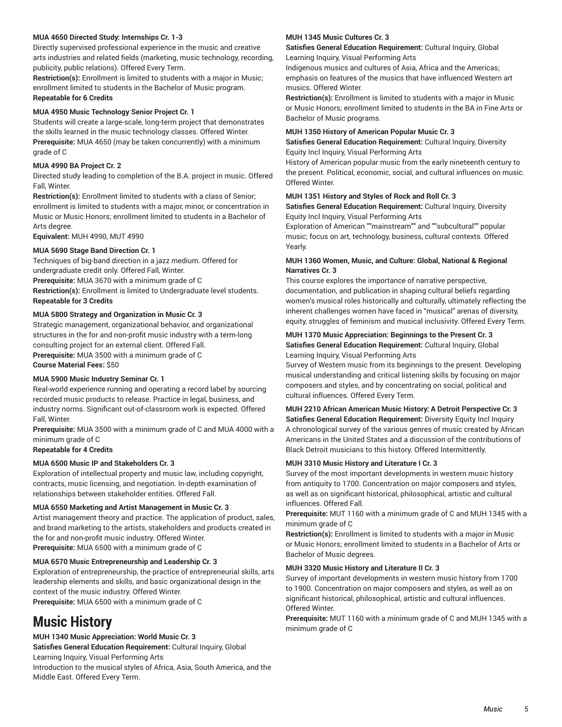**MUA 4650 Directed Study: Internships Cr. 1-3**

Directly supervised professional experience in the music and creative arts industries and related fields (marketing, music technology, recording, publicity, public relations). Offered Every Term.

**Restriction(s):** Enrollment is limited to students with a major in Music; enrollment limited to students in the Bachelor of Music program.

**Repeatable for 6 Credits**

**MUA 4950 Music Technology Senior Project Cr. 1**

Students will create a large-scale, long-term project that demonstrates the skills learned in the music technology classes. Offered Winter.

**Prerequisite:** MUA 4650 (may be taken concurrently) with a minimum grade of C

**MUA 4990 BA Project Cr. 2**

Directed study leading to completion of the B.A. project in music. Offered Fall, Winter.

**Restriction(s):** Enrollment limited to students with a class of Senior; enrollment is limited to students with a major, minor, or concentration in Music or Music Honors; enrollment limited to students in a Bachelor of Arts degree.

**Equivalent:** MUH 4990, MUT 4990

**MUA 5690 Stage Band Direction Cr. 1**

Techniques of big-band direction in a jazz medium. Offered for undergraduate credit only. Offered Fall, Winter.

**Prerequisite:** MUA 3670 with a minimum grade of C

**Restriction(s):** Enrollment is limited to Undergraduate level students.

**Repeatable for 3 Credits**

**MUA 5800 Strategy and Organization in Music Cr. 3**

Strategic management, organizational behavior, and organizational structures in the for and non-profit music industry with a term-long consulting project for an external client. Offered Fall.

**Prerequisite:** MUA 3500 with a minimum grade of C

**Course Material Fees:** $50

**MUA 5900 Music Industry Seminar Cr. 1**

Real-world experience running and operating a record label by sourcing recorded music products to release. Practice in legal, business, and industry norms. Significant out-of-classroom work is expected. Offered Fall, Winter.

**Prerequisite:** MUA 3500 with a minimum grade of C and MUA 4000 with a minimum grade of C

**Repeatable for 4 Credits**

**MUA 6500 Music IP and Stakeholders Cr. 3**

Exploration of intellectual property and music law, including copyright, contracts, music licensing, and negotiation. In-depth examination of relationships between stakeholder entities. Offered Fall.

**MUA 6550 Marketing and Artist Management in Music Cr. 3**

Artist management theory and practice. The application of product, sales, and brand marketing to the artists, stakeholders and products created in the for and non-profit music industry. Offered Winter.

**Prerequisite:** MUA 6500 with a minimum grade of C

**MUA 6570 Music Entrepreneurship and Leadership Cr. 3**

Exploration of entrepreneurship, the practice of entrepreneurial skills, arts leadership elements and skills, and basic organizational design in the context of the music industry. Offered Winter.

**Prerequisite:** MUA 6500 with a minimum grade of C

# Music History

**MUH 1340 Music Appreciation: World Music Cr. 3**

**Satisfies General Education Requirement:** Cultural Inquiry, Global Learning Inquiry, Visual Performing Arts

Introduction to the musical styles of Africa, Asia, South America, and the Middle East. Offered Every Term.

**MUH 1345 Music Cultures Cr. 3**

**Satisfies General Education Requirement:** Cultural Inquiry, Global Learning Inquiry, Visual Performing Arts

Indigenous musics and cultures of Asia, Africa and the Americas; emphasis on features of the musics that have influenced Western art musics. Offered Winter.

**Restriction(s):** Enrollment is limited to students with a major in Music or Music Honors; enrollment limited to students in the BA in Fine Arts or Bachelor of Music programs.

**MUH 1350 History of American Popular Music Cr. 3**

**Satisfies General Education Requirement:** Cultural Inquiry, Diversity Equity Incl Inquiry, Visual Performing Arts

History of American popular music from the early nineteenth century to the present. Political, economic, social, and cultural influences on music. Offered Winter.

**MUH 1351 History and Styles of Rock and Roll Cr. 3**

**Satisfies General Education Requirement:** Cultural Inquiry, Diversity Equity Incl Inquiry, Visual Performing Arts

Exploration of American ""mainstream"" and ""subcultural"" popular music; focus on art, technology, business, cultural contexts. Offered Yearly.

**MUH 1360 Women, Music, and Culture: Global, National & Regional Narratives Cr. 3**

This course explores the importance of narrative perspective, documentation, and publication in shaping cultural beliefs regarding women's musical roles historically and culturally, ultimately reflecting the inherent challenges women have faced in "musical" arenas of diversity, equity, struggles of feminism and musical inclusivity. Offered Every Term.

**MUH 1370 Music Appreciation: Beginnings to the Present Cr. 3**

**Satisfies General Education Requirement:** Cultural Inquiry, Global Learning Inquiry, Visual Performing Arts

Survey of Western music from its beginnings to the present. Developing musical understanding and critical listening skills by focusing on major composers and styles, and by concentrating on social, political and cultural influences. Offered Every Term.

**MUH 2210 African American Music History: A Detroit Perspective Cr. 3**

**Satisfies General Education Requirement:** Diversity Equity Incl Inquiry

A chronological survey of the various genres of music created by African Americans in the United States and a discussion of the contributions of Black Detroit musicians to this history. Offered Intermittently.

**MUH 3310 Music History and Literature I Cr. 3**

Survey of the most important developments in western music history from antiquity to 1700. Concentration on major composers and styles, as well as on significant historical, philosophical, artistic and cultural influences. Offered Fall.

**Prerequisite:** MUT 1160 with a minimum grade of C and MUH 1345 with a minimum grade of C

**Restriction(s):** Enrollment is limited to students with a major in Music or Music Honors; enrollment limited to students in a Bachelor of Arts or Bachelor of Music degrees.

**MUH 3320 Music History and Literature II Cr. 3**

Survey of important developments in western music history from 1700 to 1900. Concentration on major composers and styles, as well as on significant historical, philosophical, artistic and cultural influences. Offered Winter.

**Prerequisite:** MUT 1160 with a minimum grade of C and MUH 1345 with a minimum grade of C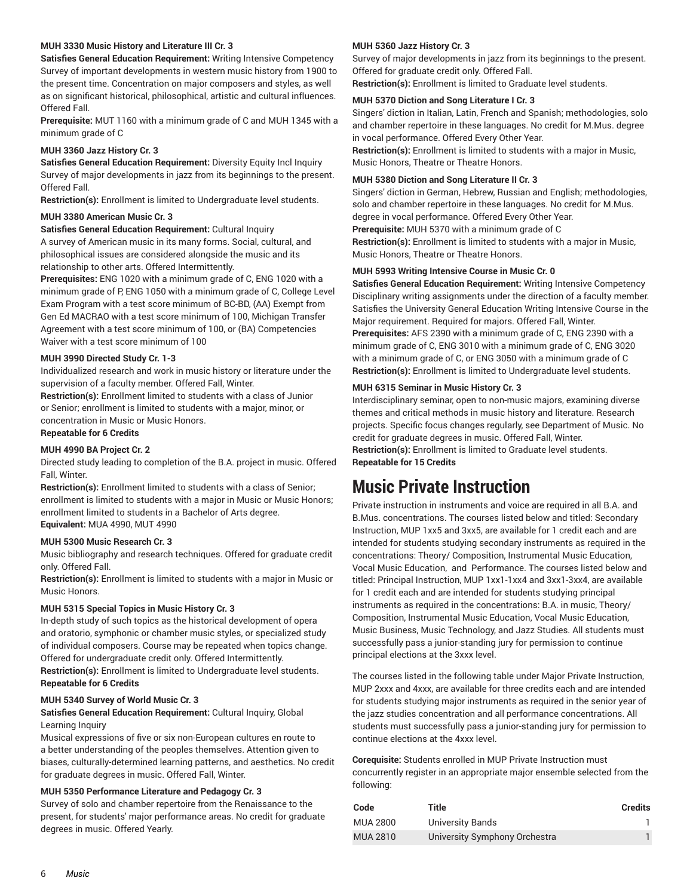**MUH 3330 Music History and Literature III Cr. 3**

**Satisfies General Education Requirement:** Writing Intensive Competency

Survey of important developments in western music history from 1900 to the present time. Concentration on major composers and styles, as well as on significant historical, philosophical, artistic and cultural influences. Offered Fall.

**Prerequisite:** MUT 1160 with a minimum grade of C and MUH 1345 with a minimum grade of C

**MUH 3360 Jazz History Cr. 3**

**Satisfies General Education Requirement:** Diversity Equity Incl Inquiry

Survey of major developments in jazz from its beginnings to the present. Offered Fall.

**Restriction(s):** Enrollment is limited to Undergraduate level students.

**MUH 3380 American Music Cr. 3**

**Satisfies General Education Requirement:** Cultural Inquiry

A survey of American music in its many forms. Social, cultural, and philosophical issues are considered alongside the music and its relationship to other arts. Offered Intermittently.

**Prerequisites:** ENG 1020 with a minimum grade of C, ENG 1020 with a minimum grade of P, ENG 1050 with a minimum grade of C, College Level Exam Program with a test score minimum of BC-BD, (AA) Exempt from Gen Ed MACRAO with a test score minimum of 100, Michigan Transfer Agreement with a test score minimum of 100, or (BA) Competencies Waiver with a test score minimum of 100

**MUH 3990 Directed Study Cr. 1-3**

Individualized research and work in music history or literature under the supervision of a faculty member. Offered Fall, Winter.

**Restriction(s):** Enrollment limited to students with a class of Junior or Senior; enrollment is limited to students with a major, minor, or concentration in Music or Music Honors.

**Repeatable for 6 Credits**

**MUH 4990 BA Project Cr. 2**

Directed study leading to completion of the B.A. project in music. Offered Fall, Winter.

**Restriction(s):** Enrollment limited to students with a class of Senior; enrollment is limited to students with a major in Music or Music Honors; enrollment limited to students in a Bachelor of Arts degree.

**Equivalent:** MUA 4990, MUT 4990

**MUH 5300 Music Research Cr. 3**

Music bibliography and research techniques. Offered for graduate credit only. Offered Fall.

**Restriction(s):** Enrollment is limited to students with a major in Music or Music Honors.

**MUH 5315 Special Topics in Music History Cr. 3**

In-depth study of such topics as the historical development of opera and oratorio, symphonic or chamber music styles, or specialized study of individual composers. Course may be repeated when topics change. Offered for undergraduate credit only. Offered Intermittently.

**Restriction(s):** Enrollment is limited to Undergraduate level students.

**Repeatable for 6 Credits**

**MUH 5340 Survey of World Music Cr. 3**

**Satisfies General Education Requirement:** Cultural Inquiry, Global Learning Inquiry

Musical expressions of five or six non-European cultures en route to a better understanding of the peoples themselves. Attention given to biases, culturally-determined learning patterns, and aesthetics. No credit for graduate degrees in music. Offered Fall, Winter.

**MUH 5350 Performance Literature and Pedagogy Cr. 3**

Survey of solo and chamber repertoire from the Renaissance to the present, for students' major performance areas. No credit for graduate degrees in music. Offered Yearly.

**MUH 5360 Jazz History Cr. 3**

Survey of major developments in jazz from its beginnings to the present. Offered for graduate credit only. Offered Fall.

**Restriction(s):** Enrollment is limited to Graduate level students.

**MUH 5370 Diction and Song Literature I Cr. 3**

Singers' diction in Italian, Latin, French and Spanish; methodologies, solo and chamber repertoire in these languages. No credit for M.Mus. degree in vocal performance. Offered Every Other Year.

**Restriction(s):** Enrollment is limited to students with a major in Music, Music Honors, Theatre or Theatre Honors.

**MUH 5380 Diction and Song Literature II Cr. 3**

Singers' diction in German, Hebrew, Russian and English; methodologies, solo and chamber repertoire in these languages. No credit for M.Mus. degree in vocal performance. Offered Every Other Year.

**Prerequisite:** MUH 5370 with a minimum grade of C

**Restriction(s):** Enrollment is limited to students with a major in Music, Music Honors, Theatre or Theatre Honors.

**MUH 5993 Writing Intensive Course in Music Cr. 0**

**Satisfies General Education Requirement:** Writing Intensive Competency

Disciplinary writing assignments under the direction of a faculty member. Satisfies the University General Education Writing Intensive Course in the Major requirement. Required for majors. Offered Fall, Winter.

**Prerequisites:** AFS 2390 with a minimum grade of C, ENG 2390 with a minimum grade of C, ENG 3010 with a minimum grade of C, ENG 3020 with a minimum grade of C, or ENG 3050 with a minimum grade of C

**Restriction(s):** Enrollment is limited to Undergraduate level students.

**MUH 6315 Seminar in Music History Cr. 3**

Interdisciplinary seminar, open to non-music majors, examining diverse themes and critical methods in music history and literature. Research projects. Specific focus changes regularly, see Department of Music. No credit for graduate degrees in music. Offered Fall, Winter.

**Restriction(s):** Enrollment is limited to Graduate level students.

**Repeatable for 15 Credits**

# Music Private Instruction

Private instruction in instruments and voice are required in all B.A. and B.Mus. concentrations. The courses listed below and titled: Secondary Instruction, MUP 1xx5 and 3xx5, are available for 1 credit each and are intended for students studying secondary instruments as required in the concentrations: Theory/ Composition, Instrumental Music Education, Vocal Music Education, and Performance. The courses listed below and titled: Principal Instruction, MUP 1xx1-1xx4 and 3xx1-3xx4, are available for 1 credit each and are intended for students studying principal instruments as required in the concentrations: B.A. in music, Theory/ Composition, Instrumental Music Education, Vocal Music Education, Music Business, Music Technology, and Jazz Studies. All students must successfully pass a junior-standing jury for permission to continue principal elections at the 3xxx level.

The courses listed in the following table under Major Private Instruction, MUP 2xxx and 4xxx, are available for three credits each and are intended for students studying major instruments as required in the senior year of the jazz studies concentration and all performance concentrations. All students must successfully pass a junior-standing jury for permission to continue elections at the 4xxx level.

**Corequisite:** Students enrolled in MUP Private Instruction must concurrently register in an appropriate major ensemble selected from the following:

| Code | Title | Credits |
|---|---|---|
| MUA 2800 | University Bands | 1 |
| MUA 2810 | University Symphony Orchestra | 1 |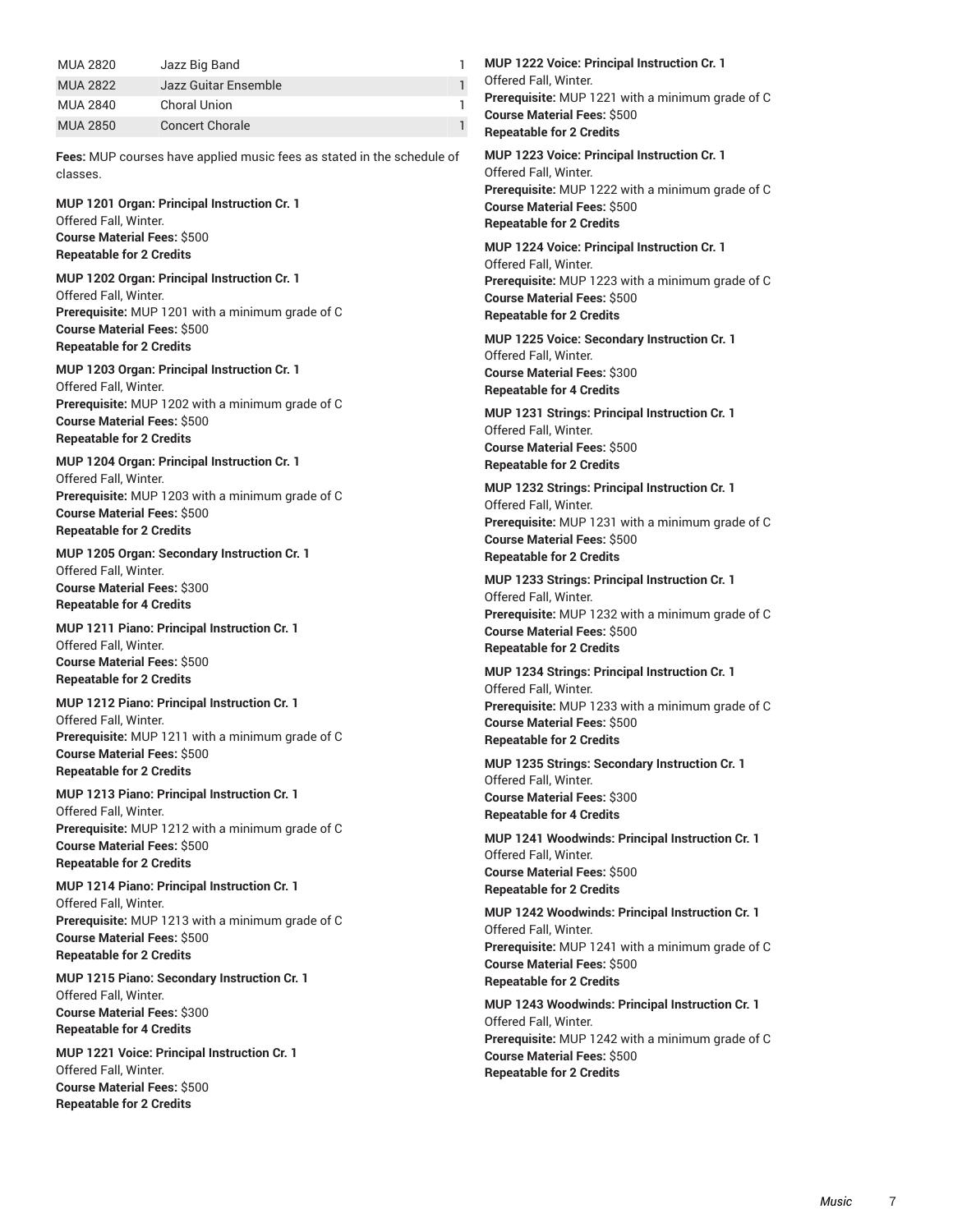| | | |
|---|---|---|
| MUA 2820 | Jazz Big Band | 1 |
| MUA 2822 | Jazz Guitar Ensemble | 1 |
| MUA 2840 | Choral Union | 1 |
| MUA 2850 | Concert Chorale | 1 |

**Fees:** MUP courses have applied music fees as stated in the schedule of classes.

**MUP 1201 Organ: Principal Instruction Cr. 1**
Offered Fall, Winter.
**Course Material Fees:** $500
**Repeatable for 2 Credits**

**MUP 1202 Organ: Principal Instruction Cr. 1**
Offered Fall, Winter.
**Prerequisite:** MUP 1201 with a minimum grade of C
**Course Material Fees:** $500
**Repeatable for 2 Credits**

**MUP 1203 Organ: Principal Instruction Cr. 1**
Offered Fall, Winter.
**Prerequisite:** MUP 1202 with a minimum grade of C
**Course Material Fees:** $500
**Repeatable for 2 Credits**

**MUP 1204 Organ: Principal Instruction Cr. 1**
Offered Fall, Winter.
**Prerequisite:** MUP 1203 with a minimum grade of C
**Course Material Fees:** $500
**Repeatable for 2 Credits**

**MUP 1205 Organ: Secondary Instruction Cr. 1**
Offered Fall, Winter.
**Course Material Fees:** $300
**Repeatable for 4 Credits**

**MUP 1211 Piano: Principal Instruction Cr. 1**
Offered Fall, Winter.
**Course Material Fees:** $500
**Repeatable for 2 Credits**

**MUP 1212 Piano: Principal Instruction Cr. 1**
Offered Fall, Winter.
**Prerequisite:** MUP 1211 with a minimum grade of C
**Course Material Fees:** $500
**Repeatable for 2 Credits**

**MUP 1213 Piano: Principal Instruction Cr. 1**
Offered Fall, Winter.
**Prerequisite:** MUP 1212 with a minimum grade of C
**Course Material Fees:** $500
**Repeatable for 2 Credits**

**MUP 1214 Piano: Principal Instruction Cr. 1**
Offered Fall, Winter.
**Prerequisite:** MUP 1213 with a minimum grade of C
**Course Material Fees:** $500
**Repeatable for 2 Credits**

**MUP 1215 Piano: Secondary Instruction Cr. 1**
Offered Fall, Winter.
**Course Material Fees:** $300
**Repeatable for 4 Credits**

**MUP 1221 Voice: Principal Instruction Cr. 1**
Offered Fall, Winter.
**Course Material Fees:** $500
**Repeatable for 2 Credits**

**MUP 1222 Voice: Principal Instruction Cr. 1**
Offered Fall, Winter.
**Prerequisite:** MUP 1221 with a minimum grade of C
**Course Material Fees:** $500
**Repeatable for 2 Credits**

**MUP 1223 Voice: Principal Instruction Cr. 1**
Offered Fall, Winter.
**Prerequisite:** MUP 1222 with a minimum grade of C
**Course Material Fees:** $500
**Repeatable for 2 Credits**

**MUP 1224 Voice: Principal Instruction Cr. 1**
Offered Fall, Winter.
**Prerequisite:** MUP 1223 with a minimum grade of C
**Course Material Fees:** $500
**Repeatable for 2 Credits**

**MUP 1225 Voice: Secondary Instruction Cr. 1**
Offered Fall, Winter.
**Course Material Fees:** $300
**Repeatable for 4 Credits**

**MUP 1231 Strings: Principal Instruction Cr. 1**
Offered Fall, Winter.
**Course Material Fees:** $500
**Repeatable for 2 Credits**

**MUP 1232 Strings: Principal Instruction Cr. 1**
Offered Fall, Winter.
**Prerequisite:** MUP 1231 with a minimum grade of C
**Course Material Fees:** $500
**Repeatable for 2 Credits**

**MUP 1233 Strings: Principal Instruction Cr. 1**
Offered Fall, Winter.
**Prerequisite:** MUP 1232 with a minimum grade of C
**Course Material Fees:** $500
**Repeatable for 2 Credits**

**MUP 1234 Strings: Principal Instruction Cr. 1**
Offered Fall, Winter.
**Prerequisite:** MUP 1233 with a minimum grade of C
**Course Material Fees:** $500
**Repeatable for 2 Credits**

**MUP 1235 Strings: Secondary Instruction Cr. 1**
Offered Fall, Winter.
**Course Material Fees:** $300
**Repeatable for 4 Credits**

**MUP 1241 Woodwinds: Principal Instruction Cr. 1**
Offered Fall, Winter.
**Course Material Fees:** $500
**Repeatable for 2 Credits**

**MUP 1242 Woodwinds: Principal Instruction Cr. 1**
Offered Fall, Winter.
**Prerequisite:** MUP 1241 with a minimum grade of C
**Course Material Fees:** $500
**Repeatable for 2 Credits**

**MUP 1243 Woodwinds: Principal Instruction Cr. 1**
Offered Fall, Winter.
**Prerequisite:** MUP 1242 with a minimum grade of C
**Course Material Fees:** $500
**Repeatable for 2 Credits**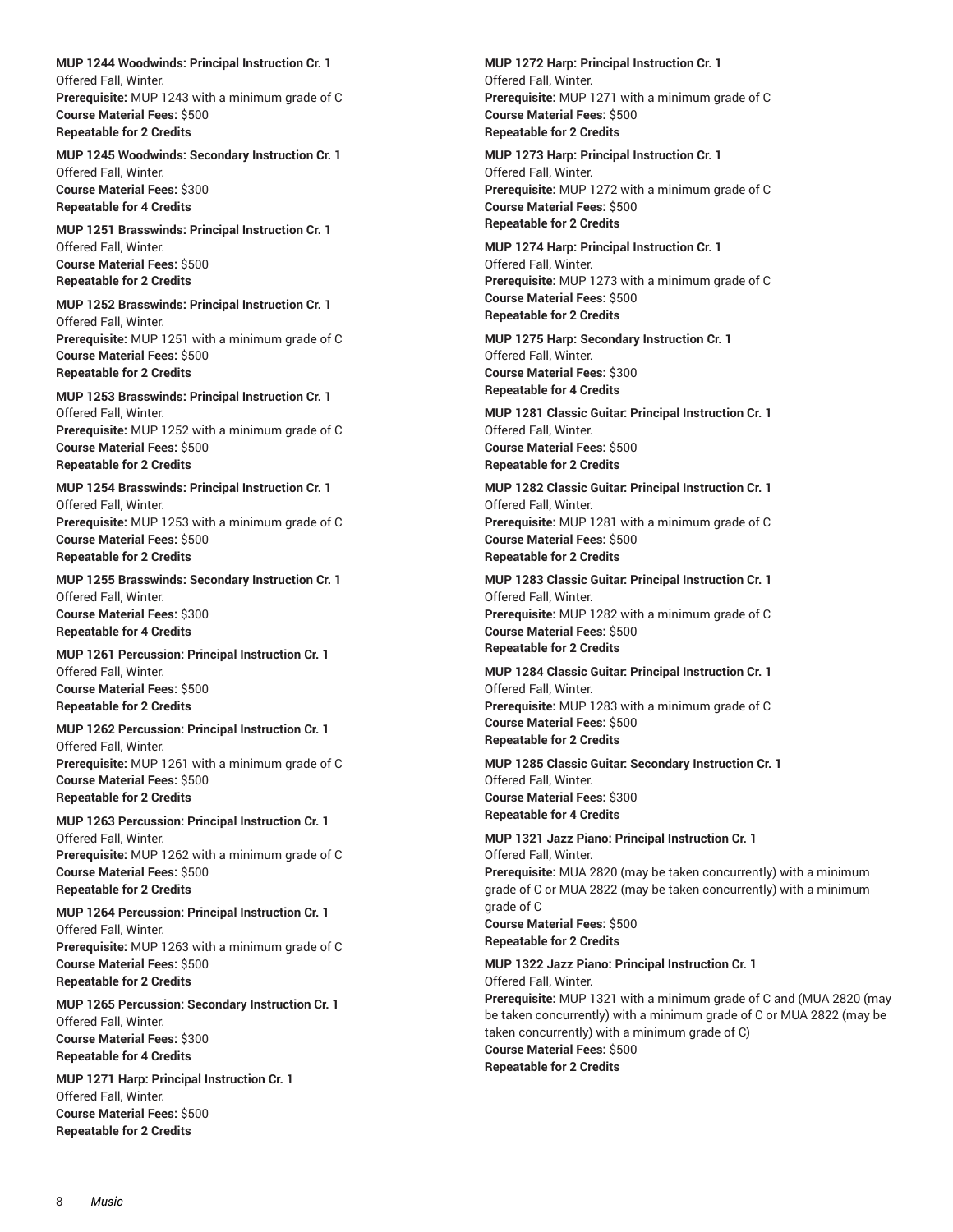**MUP 1244 Woodwinds: Principal Instruction Cr. 1**
Offered Fall, Winter.
**Prerequisite:** MUP 1243 with a minimum grade of C
**Course Material Fees:** $500
**Repeatable for 2 Credits**

**MUP 1245 Woodwinds: Secondary Instruction Cr. 1**
Offered Fall, Winter.
**Course Material Fees:** $300
**Repeatable for 4 Credits**

**MUP 1251 Brasswinds: Principal Instruction Cr. 1**
Offered Fall, Winter.
**Course Material Fees:** $500
**Repeatable for 2 Credits**

**MUP 1252 Brasswinds: Principal Instruction Cr. 1**
Offered Fall, Winter.
**Prerequisite:** MUP 1251 with a minimum grade of C
**Course Material Fees:** $500
**Repeatable for 2 Credits**

**MUP 1253 Brasswinds: Principal Instruction Cr. 1**
Offered Fall, Winter.
**Prerequisite:** MUP 1252 with a minimum grade of C
**Course Material Fees:** $500
**Repeatable for 2 Credits**

**MUP 1254 Brasswinds: Principal Instruction Cr. 1**
Offered Fall, Winter.
**Prerequisite:** MUP 1253 with a minimum grade of C
**Course Material Fees:** $500
**Repeatable for 2 Credits**

**MUP 1255 Brasswinds: Secondary Instruction Cr. 1**
Offered Fall, Winter.
**Course Material Fees:** $300
**Repeatable for 4 Credits**

**MUP 1261 Percussion: Principal Instruction Cr. 1**
Offered Fall, Winter.
**Course Material Fees:** $500
**Repeatable for 2 Credits**

**MUP 1262 Percussion: Principal Instruction Cr. 1**
Offered Fall, Winter.
**Prerequisite:** MUP 1261 with a minimum grade of C
**Course Material Fees:** $500
**Repeatable for 2 Credits**

**MUP 1263 Percussion: Principal Instruction Cr. 1**
Offered Fall, Winter.
**Prerequisite:** MUP 1262 with a minimum grade of C
**Course Material Fees:** $500
**Repeatable for 2 Credits**

**MUP 1264 Percussion: Principal Instruction Cr. 1**
Offered Fall, Winter.
**Prerequisite:** MUP 1263 with a minimum grade of C
**Course Material Fees:** $500
**Repeatable for 2 Credits**

**MUP 1265 Percussion: Secondary Instruction Cr. 1**
Offered Fall, Winter.
**Course Material Fees:** $300
**Repeatable for 4 Credits**

**MUP 1271 Harp: Principal Instruction Cr. 1**
Offered Fall, Winter.
**Course Material Fees:** $500
**Repeatable for 2 Credits**

**MUP 1272 Harp: Principal Instruction Cr. 1**
Offered Fall, Winter.
**Prerequisite:** MUP 1271 with a minimum grade of C
**Course Material Fees:** $500
**Repeatable for 2 Credits**

**MUP 1273 Harp: Principal Instruction Cr. 1**
Offered Fall, Winter.
**Prerequisite:** MUP 1272 with a minimum grade of C
**Course Material Fees:** $500
**Repeatable for 2 Credits**

**MUP 1274 Harp: Principal Instruction Cr. 1**
Offered Fall, Winter.
**Prerequisite:** MUP 1273 with a minimum grade of C
**Course Material Fees:** $500
**Repeatable for 2 Credits**

**MUP 1275 Harp: Secondary Instruction Cr. 1**
Offered Fall, Winter.
**Course Material Fees:** $300
**Repeatable for 4 Credits**

**MUP 1281 Classic Guitar: Principal Instruction Cr. 1**
Offered Fall, Winter.
**Course Material Fees:** $500
**Repeatable for 2 Credits**

**MUP 1282 Classic Guitar: Principal Instruction Cr. 1**
Offered Fall, Winter.
**Prerequisite:** MUP 1281 with a minimum grade of C
**Course Material Fees:** $500
**Repeatable for 2 Credits**

**MUP 1283 Classic Guitar: Principal Instruction Cr. 1**
Offered Fall, Winter.
**Prerequisite:** MUP 1282 with a minimum grade of C
**Course Material Fees:** $500
**Repeatable for 2 Credits**

**MUP 1284 Classic Guitar: Principal Instruction Cr. 1**
Offered Fall, Winter.
**Prerequisite:** MUP 1283 with a minimum grade of C
**Course Material Fees:** $500
**Repeatable for 2 Credits**

**MUP 1285 Classic Guitar: Secondary Instruction Cr. 1**
Offered Fall, Winter.
**Course Material Fees:** $300
**Repeatable for 4 Credits**

**MUP 1321 Jazz Piano: Principal Instruction Cr. 1**
Offered Fall, Winter.
**Prerequisite:** MUA 2820 (may be taken concurrently) with a minimum grade of C or MUA 2822 (may be taken concurrently) with a minimum grade of C
**Course Material Fees:** $500
**Repeatable for 2 Credits**

**MUP 1322 Jazz Piano: Principal Instruction Cr. 1**
Offered Fall, Winter.
**Prerequisite:** MUP 1321 with a minimum grade of C and (MUA 2820 (may be taken concurrently) with a minimum grade of C or MUA 2822 (may be taken concurrently) with a minimum grade of C)
**Course Material Fees:** $500
**Repeatable for 2 Credits**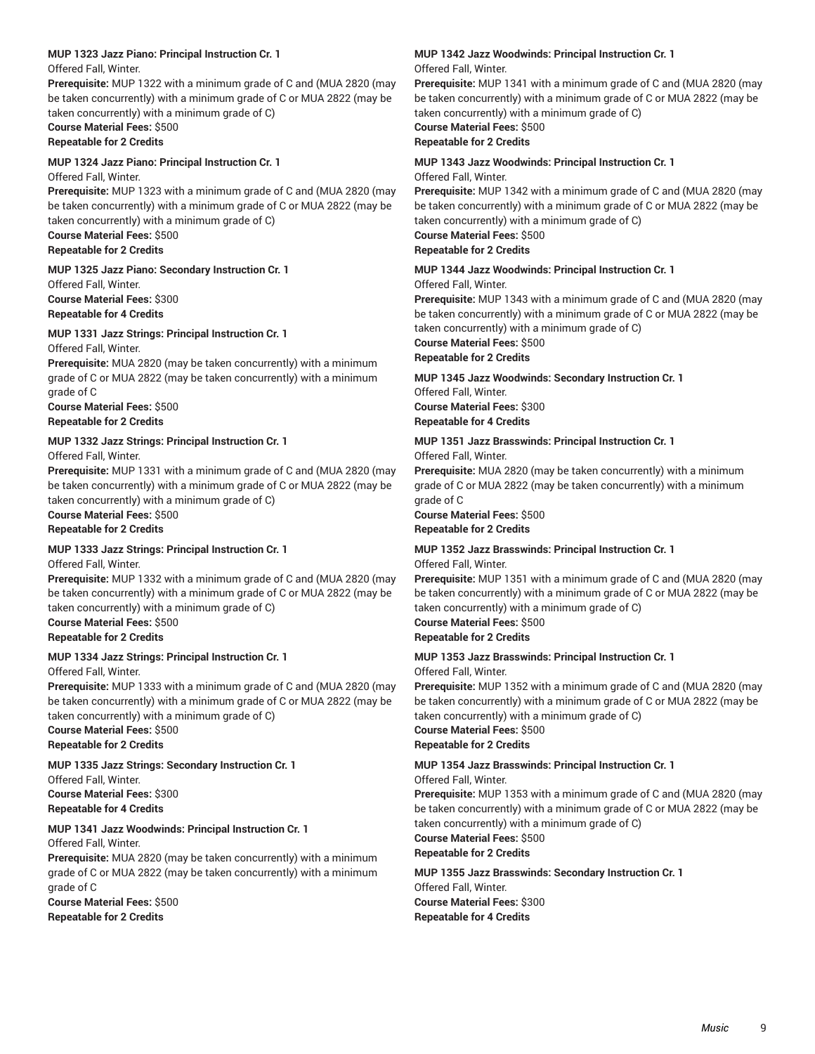**MUP 1323 Jazz Piano: Principal Instruction Cr. 1**
Offered Fall, Winter.
**Prerequisite:** MUP 1322 with a minimum grade of C and (MUA 2820 (may be taken concurrently) with a minimum grade of C or MUA 2822 (may be taken concurrently) with a minimum grade of C)
**Course Material Fees:** $500
**Repeatable for 2 Credits**

**MUP 1324 Jazz Piano: Principal Instruction Cr. 1**
Offered Fall, Winter.
**Prerequisite:** MUP 1323 with a minimum grade of C and (MUA 2820 (may be taken concurrently) with a minimum grade of C or MUA 2822 (may be taken concurrently) with a minimum grade of C)
**Course Material Fees:** $500
**Repeatable for 2 Credits**

**MUP 1325 Jazz Piano: Secondary Instruction Cr. 1**
Offered Fall, Winter.
**Course Material Fees:** $300
**Repeatable for 4 Credits**

**MUP 1331 Jazz Strings: Principal Instruction Cr. 1**
Offered Fall, Winter.
**Prerequisite:** MUA 2820 (may be taken concurrently) with a minimum grade of C or MUA 2822 (may be taken concurrently) with a minimum grade of C
**Course Material Fees:** $500
**Repeatable for 2 Credits**

**MUP 1332 Jazz Strings: Principal Instruction Cr. 1**
Offered Fall, Winter.
**Prerequisite:** MUP 1331 with a minimum grade of C and (MUA 2820 (may be taken concurrently) with a minimum grade of C or MUA 2822 (may be taken concurrently) with a minimum grade of C)
**Course Material Fees:** $500
**Repeatable for 2 Credits**

**MUP 1333 Jazz Strings: Principal Instruction Cr. 1**
Offered Fall, Winter.
**Prerequisite:** MUP 1332 with a minimum grade of C and (MUA 2820 (may be taken concurrently) with a minimum grade of C or MUA 2822 (may be taken concurrently) with a minimum grade of C)
**Course Material Fees:** $500
**Repeatable for 2 Credits**

**MUP 1334 Jazz Strings: Principal Instruction Cr. 1**
Offered Fall, Winter.
**Prerequisite:** MUP 1333 with a minimum grade of C and (MUA 2820 (may be taken concurrently) with a minimum grade of C or MUA 2822 (may be taken concurrently) with a minimum grade of C)
**Course Material Fees:** $500
**Repeatable for 2 Credits**

**MUP 1335 Jazz Strings: Secondary Instruction Cr. 1**
Offered Fall, Winter.
**Course Material Fees:** $300
**Repeatable for 4 Credits**

**MUP 1341 Jazz Woodwinds: Principal Instruction Cr. 1**
Offered Fall, Winter.
**Prerequisite:** MUA 2820 (may be taken concurrently) with a minimum grade of C or MUA 2822 (may be taken concurrently) with a minimum grade of C
**Course Material Fees:** $500
**Repeatable for 2 Credits**

**MUP 1342 Jazz Woodwinds: Principal Instruction Cr. 1**
Offered Fall, Winter.
**Prerequisite:** MUP 1341 with a minimum grade of C and (MUA 2820 (may be taken concurrently) with a minimum grade of C or MUA 2822 (may be taken concurrently) with a minimum grade of C)
**Course Material Fees:** $500
**Repeatable for 2 Credits**

**MUP 1343 Jazz Woodwinds: Principal Instruction Cr. 1**
Offered Fall, Winter.
**Prerequisite:** MUP 1342 with a minimum grade of C and (MUA 2820 (may be taken concurrently) with a minimum grade of C or MUA 2822 (may be taken concurrently) with a minimum grade of C)
**Course Material Fees:** $500
**Repeatable for 2 Credits**

**MUP 1344 Jazz Woodwinds: Principal Instruction Cr. 1**
Offered Fall, Winter.
**Prerequisite:** MUP 1343 with a minimum grade of C and (MUA 2820 (may be taken concurrently) with a minimum grade of C or MUA 2822 (may be taken concurrently) with a minimum grade of C)
**Course Material Fees:** $500
**Repeatable for 2 Credits**

**MUP 1345 Jazz Woodwinds: Secondary Instruction Cr. 1**
Offered Fall, Winter.
**Course Material Fees:** $300
**Repeatable for 4 Credits**

**MUP 1351 Jazz Brasswinds: Principal Instruction Cr. 1**
Offered Fall, Winter.
**Prerequisite:** MUA 2820 (may be taken concurrently) with a minimum grade of C or MUA 2822 (may be taken concurrently) with a minimum grade of C
**Course Material Fees:** $500
**Repeatable for 2 Credits**

**MUP 1352 Jazz Brasswinds: Principal Instruction Cr. 1**
Offered Fall, Winter.
**Prerequisite:** MUP 1351 with a minimum grade of C and (MUA 2820 (may be taken concurrently) with a minimum grade of C or MUA 2822 (may be taken concurrently) with a minimum grade of C)
**Course Material Fees:** $500
**Repeatable for 2 Credits**

**MUP 1353 Jazz Brasswinds: Principal Instruction Cr. 1**
Offered Fall, Winter.
**Prerequisite:** MUP 1352 with a minimum grade of C and (MUA 2820 (may be taken concurrently) with a minimum grade of C or MUA 2822 (may be taken concurrently) with a minimum grade of C)
**Course Material Fees:** $500
**Repeatable for 2 Credits**

**MUP 1354 Jazz Brasswinds: Principal Instruction Cr. 1**
Offered Fall, Winter.
**Prerequisite:** MUP 1353 with a minimum grade of C and (MUA 2820 (may be taken concurrently) with a minimum grade of C or MUA 2822 (may be taken concurrently) with a minimum grade of C)
**Course Material Fees:** $500
**Repeatable for 2 Credits**

**MUP 1355 Jazz Brasswinds: Secondary Instruction Cr. 1**
Offered Fall, Winter.
**Course Material Fees:** $300
**Repeatable for 4 Credits**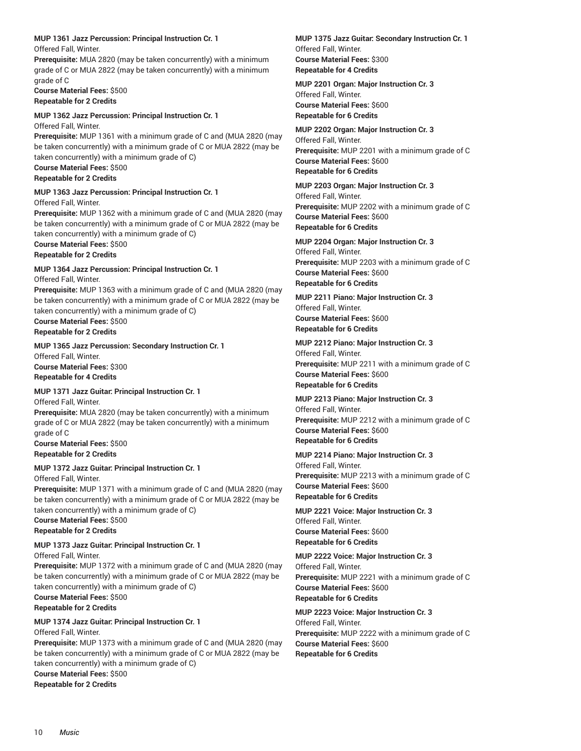**MUP 1361 Jazz Percussion: Principal Instruction Cr. 1**
Offered Fall, Winter.
**Prerequisite:** MUA 2820 (may be taken concurrently) with a minimum grade of C or MUA 2822 (may be taken concurrently) with a minimum grade of C
**Course Material Fees:** $500
**Repeatable for 2 Credits**

**MUP 1362 Jazz Percussion: Principal Instruction Cr. 1**
Offered Fall, Winter.
**Prerequisite:** MUP 1361 with a minimum grade of C and (MUA 2820 (may be taken concurrently) with a minimum grade of C or MUA 2822 (may be taken concurrently) with a minimum grade of C)
**Course Material Fees:** $500
**Repeatable for 2 Credits**

**MUP 1363 Jazz Percussion: Principal Instruction Cr. 1**
Offered Fall, Winter.
**Prerequisite:** MUP 1362 with a minimum grade of C and (MUA 2820 (may be taken concurrently) with a minimum grade of C or MUA 2822 (may be taken concurrently) with a minimum grade of C)
**Course Material Fees:** $500
**Repeatable for 2 Credits**

**MUP 1364 Jazz Percussion: Principal Instruction Cr. 1**
Offered Fall, Winter.
**Prerequisite:** MUP 1363 with a minimum grade of C and (MUA 2820 (may be taken concurrently) with a minimum grade of C or MUA 2822 (may be taken concurrently) with a minimum grade of C)
**Course Material Fees:** $500
**Repeatable for 2 Credits**

**MUP 1365 Jazz Percussion: Secondary Instruction Cr. 1**
Offered Fall, Winter.
**Course Material Fees:** $300
**Repeatable for 4 Credits**

**MUP 1371 Jazz Guitar: Principal Instruction Cr. 1**
Offered Fall, Winter.
**Prerequisite:** MUA 2820 (may be taken concurrently) with a minimum grade of C or MUA 2822 (may be taken concurrently) with a minimum grade of C
**Course Material Fees:** $500
**Repeatable for 2 Credits**

**MUP 1372 Jazz Guitar: Principal Instruction Cr. 1**
Offered Fall, Winter.
**Prerequisite:** MUP 1371 with a minimum grade of C and (MUA 2820 (may be taken concurrently) with a minimum grade of C or MUA 2822 (may be taken concurrently) with a minimum grade of C)
**Course Material Fees:** $500
**Repeatable for 2 Credits**

**MUP 1373 Jazz Guitar: Principal Instruction Cr. 1**
Offered Fall, Winter.
**Prerequisite:** MUP 1372 with a minimum grade of C and (MUA 2820 (may be taken concurrently) with a minimum grade of C or MUA 2822 (may be taken concurrently) with a minimum grade of C)
**Course Material Fees:** $500
**Repeatable for 2 Credits**

**MUP 1374 Jazz Guitar: Principal Instruction Cr. 1**
Offered Fall, Winter.
**Prerequisite:** MUP 1373 with a minimum grade of C and (MUA 2820 (may be taken concurrently) with a minimum grade of C or MUA 2822 (may be taken concurrently) with a minimum grade of C)
**Course Material Fees:** $500
**Repeatable for 2 Credits**

**MUP 1375 Jazz Guitar: Secondary Instruction Cr. 1**
Offered Fall, Winter.
**Course Material Fees:** $300
**Repeatable for 4 Credits**

**MUP 2201 Organ: Major Instruction Cr. 3**
Offered Fall, Winter.
**Course Material Fees:** $600
**Repeatable for 6 Credits**

**MUP 2202 Organ: Major Instruction Cr. 3**
Offered Fall, Winter.
**Prerequisite:** MUP 2201 with a minimum grade of C
**Course Material Fees:** $600
**Repeatable for 6 Credits**

**MUP 2203 Organ: Major Instruction Cr. 3**
Offered Fall, Winter.
**Prerequisite:** MUP 2202 with a minimum grade of C
**Course Material Fees:** $600
**Repeatable for 6 Credits**

**MUP 2204 Organ: Major Instruction Cr. 3**
Offered Fall, Winter.
**Prerequisite:** MUP 2203 with a minimum grade of C
**Course Material Fees:** $600
**Repeatable for 6 Credits**

**MUP 2211 Piano: Major Instruction Cr. 3**
Offered Fall, Winter.
**Course Material Fees:** $600
**Repeatable for 6 Credits**

**MUP 2212 Piano: Major Instruction Cr. 3**
Offered Fall, Winter.
**Prerequisite:** MUP 2211 with a minimum grade of C
**Course Material Fees:** $600
**Repeatable for 6 Credits**

**MUP 2213 Piano: Major Instruction Cr. 3**
Offered Fall, Winter.
**Prerequisite:** MUP 2212 with a minimum grade of C
**Course Material Fees:** $600
**Repeatable for 6 Credits**

**MUP 2214 Piano: Major Instruction Cr. 3**
Offered Fall, Winter.
**Prerequisite:** MUP 2213 with a minimum grade of C
**Course Material Fees:** $600
**Repeatable for 6 Credits**

**MUP 2221 Voice: Major Instruction Cr. 3**
Offered Fall, Winter.
**Course Material Fees:** $600
**Repeatable for 6 Credits**

**MUP 2222 Voice: Major Instruction Cr. 3**
Offered Fall, Winter.
**Prerequisite:** MUP 2221 with a minimum grade of C
**Course Material Fees:** $600
**Repeatable for 6 Credits**

**MUP 2223 Voice: Major Instruction Cr. 3**
Offered Fall, Winter.
**Prerequisite:** MUP 2222 with a minimum grade of C
**Course Material Fees:** $600
**Repeatable for 6 Credits**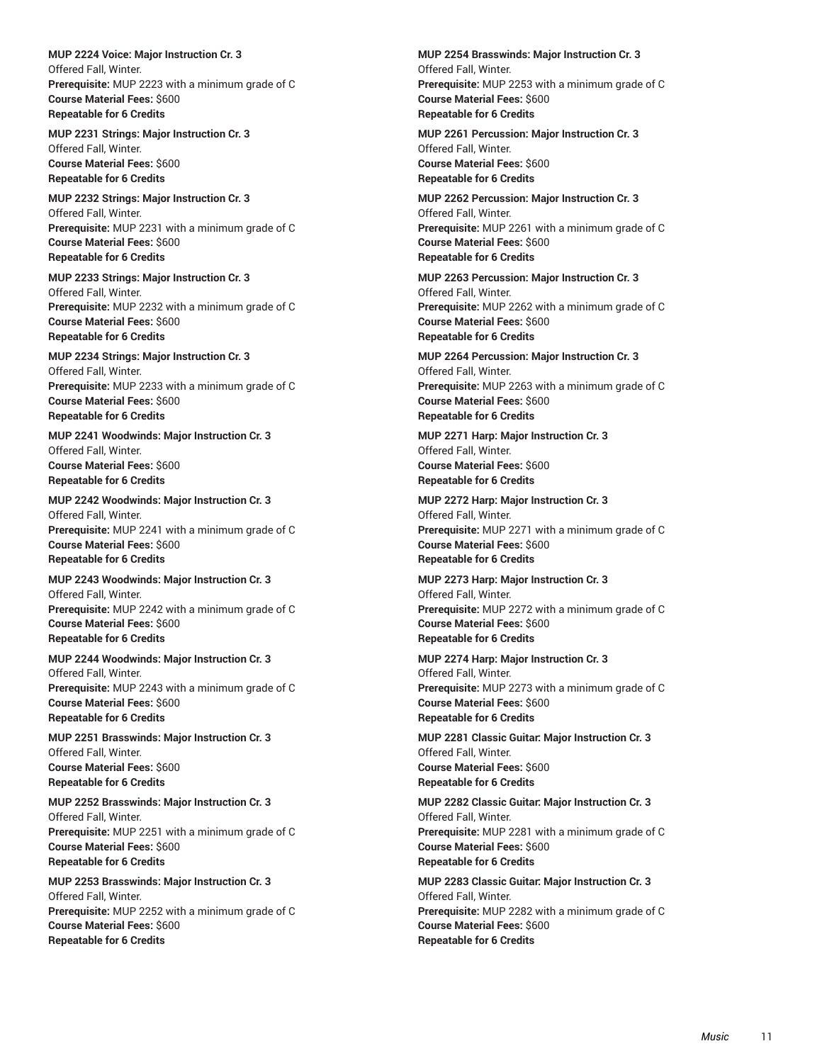**MUP 2224 Voice: Major Instruction Cr. 3**
Offered Fall, Winter.
**Prerequisite:** MUP 2223 with a minimum grade of C
**Course Material Fees:** $600
**Repeatable for 6 Credits**

**MUP 2231 Strings: Major Instruction Cr. 3**
Offered Fall, Winter.
**Course Material Fees:** $600
**Repeatable for 6 Credits**

**MUP 2232 Strings: Major Instruction Cr. 3**
Offered Fall, Winter.
**Prerequisite:** MUP 2231 with a minimum grade of C
**Course Material Fees:** $600
**Repeatable for 6 Credits**

**MUP 2233 Strings: Major Instruction Cr. 3**
Offered Fall, Winter.
**Prerequisite:** MUP 2232 with a minimum grade of C
**Course Material Fees:** $600
**Repeatable for 6 Credits**

**MUP 2234 Strings: Major Instruction Cr. 3**
Offered Fall, Winter.
**Prerequisite:** MUP 2233 with a minimum grade of C
**Course Material Fees:** $600
**Repeatable for 6 Credits**

**MUP 2241 Woodwinds: Major Instruction Cr. 3**
Offered Fall, Winter.
**Course Material Fees:** $600
**Repeatable for 6 Credits**

**MUP 2242 Woodwinds: Major Instruction Cr. 3**
Offered Fall, Winter.
**Prerequisite:** MUP 2241 with a minimum grade of C
**Course Material Fees:** $600
**Repeatable for 6 Credits**

**MUP 2243 Woodwinds: Major Instruction Cr. 3**
Offered Fall, Winter.
**Prerequisite:** MUP 2242 with a minimum grade of C
**Course Material Fees:** $600
**Repeatable for 6 Credits**

**MUP 2244 Woodwinds: Major Instruction Cr. 3**
Offered Fall, Winter.
**Prerequisite:** MUP 2243 with a minimum grade of C
**Course Material Fees:** $600
**Repeatable for 6 Credits**

**MUP 2251 Brasswinds: Major Instruction Cr. 3**
Offered Fall, Winter.
**Course Material Fees:** $600
**Repeatable for 6 Credits**

**MUP 2252 Brasswinds: Major Instruction Cr. 3**
Offered Fall, Winter.
**Prerequisite:** MUP 2251 with a minimum grade of C
**Course Material Fees:** $600
**Repeatable for 6 Credits**

**MUP 2253 Brasswinds: Major Instruction Cr. 3**
Offered Fall, Winter.
**Prerequisite:** MUP 2252 with a minimum grade of C
**Course Material Fees:** $600
**Repeatable for 6 Credits**

**MUP 2254 Brasswinds: Major Instruction Cr. 3**
Offered Fall, Winter.
**Prerequisite:** MUP 2253 with a minimum grade of C
**Course Material Fees:** $600
**Repeatable for 6 Credits**

**MUP 2261 Percussion: Major Instruction Cr. 3**
Offered Fall, Winter.
**Course Material Fees:** $600
**Repeatable for 6 Credits**

**MUP 2262 Percussion: Major Instruction Cr. 3**
Offered Fall, Winter.
**Prerequisite:** MUP 2261 with a minimum grade of C
**Course Material Fees:** $600
**Repeatable for 6 Credits**

**MUP 2263 Percussion: Major Instruction Cr. 3**
Offered Fall, Winter.
**Prerequisite:** MUP 2262 with a minimum grade of C
**Course Material Fees:** $600
**Repeatable for 6 Credits**

**MUP 2264 Percussion: Major Instruction Cr. 3**
Offered Fall, Winter.
**Prerequisite:** MUP 2263 with a minimum grade of C
**Course Material Fees:** $600
**Repeatable for 6 Credits**

**MUP 2271 Harp: Major Instruction Cr. 3**
Offered Fall, Winter.
**Course Material Fees:** $600
**Repeatable for 6 Credits**

**MUP 2272 Harp: Major Instruction Cr. 3**
Offered Fall, Winter.
**Prerequisite:** MUP 2271 with a minimum grade of C
**Course Material Fees:** $600
**Repeatable for 6 Credits**

**MUP 2273 Harp: Major Instruction Cr. 3**
Offered Fall, Winter.
**Prerequisite:** MUP 2272 with a minimum grade of C
**Course Material Fees:** $600
**Repeatable for 6 Credits**

**MUP 2274 Harp: Major Instruction Cr. 3**
Offered Fall, Winter.
**Prerequisite:** MUP 2273 with a minimum grade of C
**Course Material Fees:** $600
**Repeatable for 6 Credits**

**MUP 2281 Classic Guitar: Major Instruction Cr. 3**
Offered Fall, Winter.
**Course Material Fees:** $600
**Repeatable for 6 Credits**

**MUP 2282 Classic Guitar: Major Instruction Cr. 3**
Offered Fall, Winter.
**Prerequisite:** MUP 2281 with a minimum grade of C
**Course Material Fees:** $600
**Repeatable for 6 Credits**

**MUP 2283 Classic Guitar: Major Instruction Cr. 3**
Offered Fall, Winter.
**Prerequisite:** MUP 2282 with a minimum grade of C
**Course Material Fees:** $600
**Repeatable for 6 Credits**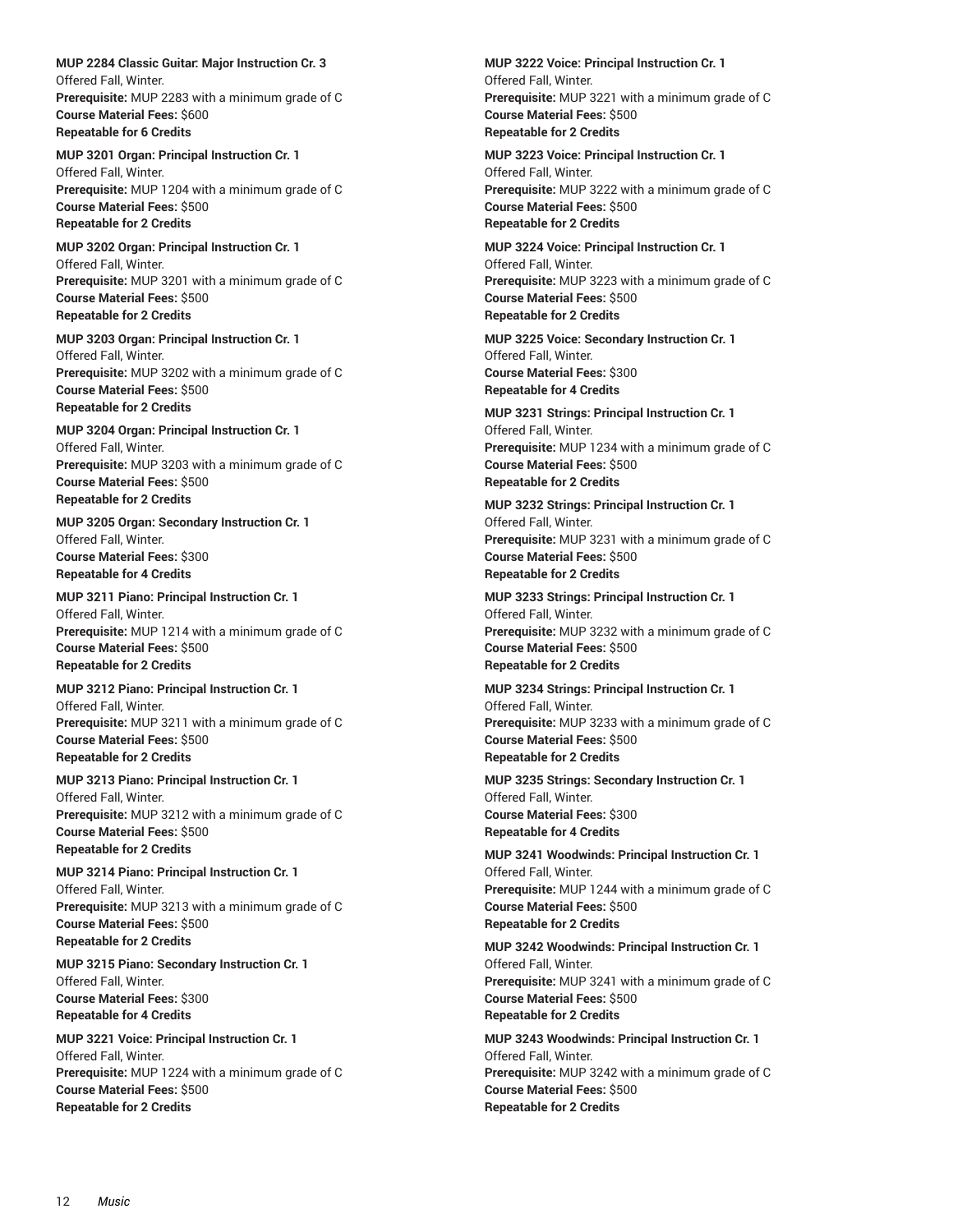**MUP 2284 Classic Guitar: Major Instruction Cr. 3**
Offered Fall, Winter.
**Prerequisite:** MUP 2283 with a minimum grade of C
**Course Material Fees:** $600
**Repeatable for 6 Credits**

**MUP 3201 Organ: Principal Instruction Cr. 1**
Offered Fall, Winter.
**Prerequisite:** MUP 1204 with a minimum grade of C
**Course Material Fees:** $500
**Repeatable for 2 Credits**

**MUP 3202 Organ: Principal Instruction Cr. 1**
Offered Fall, Winter.
**Prerequisite:** MUP 3201 with a minimum grade of C
**Course Material Fees:** $500
**Repeatable for 2 Credits**

**MUP 3203 Organ: Principal Instruction Cr. 1**
Offered Fall, Winter.
**Prerequisite:** MUP 3202 with a minimum grade of C
**Course Material Fees:** $500
**Repeatable for 2 Credits**

**MUP 3204 Organ: Principal Instruction Cr. 1**
Offered Fall, Winter.
**Prerequisite:** MUP 3203 with a minimum grade of C
**Course Material Fees:** $500
**Repeatable for 2 Credits**

**MUP 3205 Organ: Secondary Instruction Cr. 1**
Offered Fall, Winter.
**Course Material Fees:** $300
**Repeatable for 4 Credits**

**MUP 3211 Piano: Principal Instruction Cr. 1**
Offered Fall, Winter.
**Prerequisite:** MUP 1214 with a minimum grade of C
**Course Material Fees:** $500
**Repeatable for 2 Credits**

**MUP 3212 Piano: Principal Instruction Cr. 1**
Offered Fall, Winter.
**Prerequisite:** MUP 3211 with a minimum grade of C
**Course Material Fees:** $500
**Repeatable for 2 Credits**

**MUP 3213 Piano: Principal Instruction Cr. 1**
Offered Fall, Winter.
**Prerequisite:** MUP 3212 with a minimum grade of C
**Course Material Fees:** $500
**Repeatable for 2 Credits**

**MUP 3214 Piano: Principal Instruction Cr. 1**
Offered Fall, Winter.
**Prerequisite:** MUP 3213 with a minimum grade of C
**Course Material Fees:** $500
**Repeatable for 2 Credits**

**MUP 3215 Piano: Secondary Instruction Cr. 1**
Offered Fall, Winter.
**Course Material Fees:** $300
**Repeatable for 4 Credits**

**MUP 3221 Voice: Principal Instruction Cr. 1**
Offered Fall, Winter.
**Prerequisite:** MUP 1224 with a minimum grade of C
**Course Material Fees:** $500
**Repeatable for 2 Credits**

**MUP 3222 Voice: Principal Instruction Cr. 1**
Offered Fall, Winter.
**Prerequisite:** MUP 3221 with a minimum grade of C
**Course Material Fees:** $500
**Repeatable for 2 Credits**

**MUP 3223 Voice: Principal Instruction Cr. 1**
Offered Fall, Winter.
**Prerequisite:** MUP 3222 with a minimum grade of C
**Course Material Fees:** $500
**Repeatable for 2 Credits**

**MUP 3224 Voice: Principal Instruction Cr. 1**
Offered Fall, Winter.
**Prerequisite:** MUP 3223 with a minimum grade of C
**Course Material Fees:** $500
**Repeatable for 2 Credits**

**MUP 3225 Voice: Secondary Instruction Cr. 1**
Offered Fall, Winter.
**Course Material Fees:** $300
**Repeatable for 4 Credits**

**MUP 3231 Strings: Principal Instruction Cr. 1**
Offered Fall, Winter.
**Prerequisite:** MUP 1234 with a minimum grade of C
**Course Material Fees:** $500
**Repeatable for 2 Credits**

**MUP 3232 Strings: Principal Instruction Cr. 1**
Offered Fall, Winter.
**Prerequisite:** MUP 3231 with a minimum grade of C
**Course Material Fees:** $500
**Repeatable for 2 Credits**

**MUP 3233 Strings: Principal Instruction Cr. 1**
Offered Fall, Winter.
**Prerequisite:** MUP 3232 with a minimum grade of C
**Course Material Fees:** $500
**Repeatable for 2 Credits**

**MUP 3234 Strings: Principal Instruction Cr. 1**
Offered Fall, Winter.
**Prerequisite:** MUP 3233 with a minimum grade of C
**Course Material Fees:** $500
**Repeatable for 2 Credits**

**MUP 3235 Strings: Secondary Instruction Cr. 1**
Offered Fall, Winter.
**Course Material Fees:** $300
**Repeatable for 4 Credits**

**MUP 3241 Woodwinds: Principal Instruction Cr. 1**
Offered Fall, Winter.
**Prerequisite:** MUP 1244 with a minimum grade of C
**Course Material Fees:** $500
**Repeatable for 2 Credits**

**MUP 3242 Woodwinds: Principal Instruction Cr. 1**
Offered Fall, Winter.
**Prerequisite:** MUP 3241 with a minimum grade of C
**Course Material Fees:** $500
**Repeatable for 2 Credits**

**MUP 3243 Woodwinds: Principal Instruction Cr. 1**
Offered Fall, Winter.
**Prerequisite:** MUP 3242 with a minimum grade of C
**Course Material Fees:** $500
**Repeatable for 2 Credits**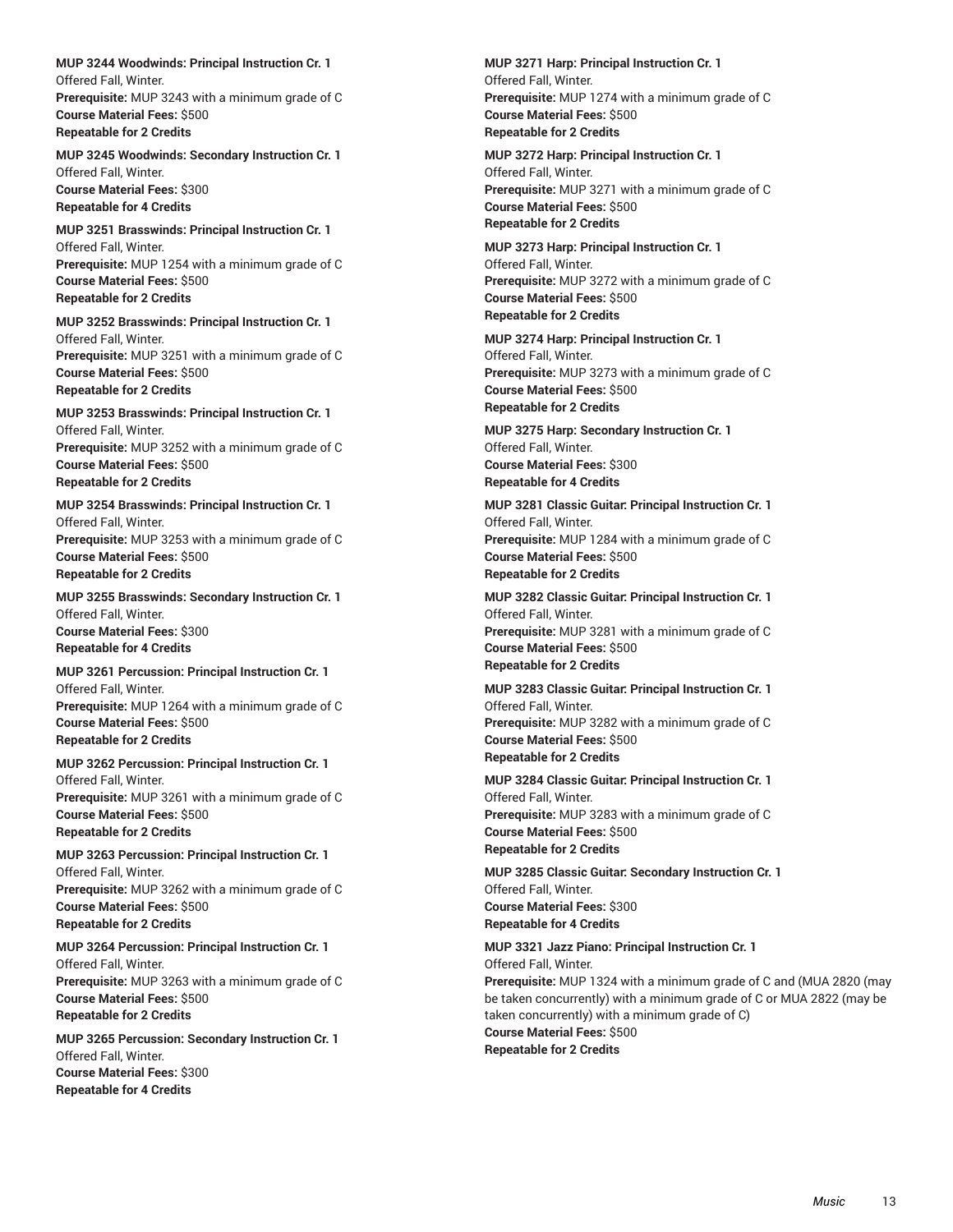**MUP 3244 Woodwinds: Principal Instruction Cr. 1**
Offered Fall, Winter.
**Prerequisite:** MUP 3243 with a minimum grade of C
**Course Material Fees:** $500
**Repeatable for 2 Credits**

**MUP 3245 Woodwinds: Secondary Instruction Cr. 1**
Offered Fall, Winter.
**Course Material Fees:** $300
**Repeatable for 4 Credits**

**MUP 3251 Brasswinds: Principal Instruction Cr. 1**
Offered Fall, Winter.
**Prerequisite:** MUP 1254 with a minimum grade of C
**Course Material Fees:** $500
**Repeatable for 2 Credits**

**MUP 3252 Brasswinds: Principal Instruction Cr. 1**
Offered Fall, Winter.
**Prerequisite:** MUP 3251 with a minimum grade of C
**Course Material Fees:** $500
**Repeatable for 2 Credits**

**MUP 3253 Brasswinds: Principal Instruction Cr. 1**
Offered Fall, Winter.
**Prerequisite:** MUP 3252 with a minimum grade of C
**Course Material Fees:** $500
**Repeatable for 2 Credits**

**MUP 3254 Brasswinds: Principal Instruction Cr. 1**
Offered Fall, Winter.
**Prerequisite:** MUP 3253 with a minimum grade of C
**Course Material Fees:** $500
**Repeatable for 2 Credits**

**MUP 3255 Brasswinds: Secondary Instruction Cr. 1**
Offered Fall, Winter.
**Course Material Fees:** $300
**Repeatable for 4 Credits**

**MUP 3261 Percussion: Principal Instruction Cr. 1**
Offered Fall, Winter.
**Prerequisite:** MUP 1264 with a minimum grade of C
**Course Material Fees:** $500
**Repeatable for 2 Credits**

**MUP 3262 Percussion: Principal Instruction Cr. 1**
Offered Fall, Winter.
**Prerequisite:** MUP 3261 with a minimum grade of C
**Course Material Fees:** $500
**Repeatable for 2 Credits**

**MUP 3263 Percussion: Principal Instruction Cr. 1**
Offered Fall, Winter.
**Prerequisite:** MUP 3262 with a minimum grade of C
**Course Material Fees:** $500
**Repeatable for 2 Credits**

**MUP 3264 Percussion: Principal Instruction Cr. 1**
Offered Fall, Winter.
**Prerequisite:** MUP 3263 with a minimum grade of C
**Course Material Fees:** $500
**Repeatable for 2 Credits**

**MUP 3265 Percussion: Secondary Instruction Cr. 1**
Offered Fall, Winter.
**Course Material Fees:** $300
**Repeatable for 4 Credits**

**MUP 3271 Harp: Principal Instruction Cr. 1**
Offered Fall, Winter.
**Prerequisite:** MUP 1274 with a minimum grade of C
**Course Material Fees:** $500
**Repeatable for 2 Credits**

**MUP 3272 Harp: Principal Instruction Cr. 1**
Offered Fall, Winter.
**Prerequisite:** MUP 3271 with a minimum grade of C
**Course Material Fees:** $500
**Repeatable for 2 Credits**

**MUP 3273 Harp: Principal Instruction Cr. 1**
Offered Fall, Winter.
**Prerequisite:** MUP 3272 with a minimum grade of C
**Course Material Fees:** $500
**Repeatable for 2 Credits**

**MUP 3274 Harp: Principal Instruction Cr. 1**
Offered Fall, Winter.
**Prerequisite:** MUP 3273 with a minimum grade of C
**Course Material Fees:** $500
**Repeatable for 2 Credits**

**MUP 3275 Harp: Secondary Instruction Cr. 1**
Offered Fall, Winter.
**Course Material Fees:** $300
**Repeatable for 4 Credits**

**MUP 3281 Classic Guitar: Principal Instruction Cr. 1**
Offered Fall, Winter.
**Prerequisite:** MUP 1284 with a minimum grade of C
**Course Material Fees:** $500
**Repeatable for 2 Credits**

**MUP 3282 Classic Guitar: Principal Instruction Cr. 1**
Offered Fall, Winter.
**Prerequisite:** MUP 3281 with a minimum grade of C
**Course Material Fees:** $500
**Repeatable for 2 Credits**

**MUP 3283 Classic Guitar: Principal Instruction Cr. 1**
Offered Fall, Winter.
**Prerequisite:** MUP 3282 with a minimum grade of C
**Course Material Fees:** $500
**Repeatable for 2 Credits**

**MUP 3284 Classic Guitar: Principal Instruction Cr. 1**
Offered Fall, Winter.
**Prerequisite:** MUP 3283 with a minimum grade of C
**Course Material Fees:** $500
**Repeatable for 2 Credits**

**MUP 3285 Classic Guitar: Secondary Instruction Cr. 1**
Offered Fall, Winter.
**Course Material Fees:** $300
**Repeatable for 4 Credits**

**MUP 3321 Jazz Piano: Principal Instruction Cr. 1**
Offered Fall, Winter.
**Prerequisite:** MUP 1324 with a minimum grade of C and (MUA 2820 (may be taken concurrently) with a minimum grade of C or MUA 2822 (may be taken concurrently) with a minimum grade of C)
**Course Material Fees:** $500
**Repeatable for 2 Credits**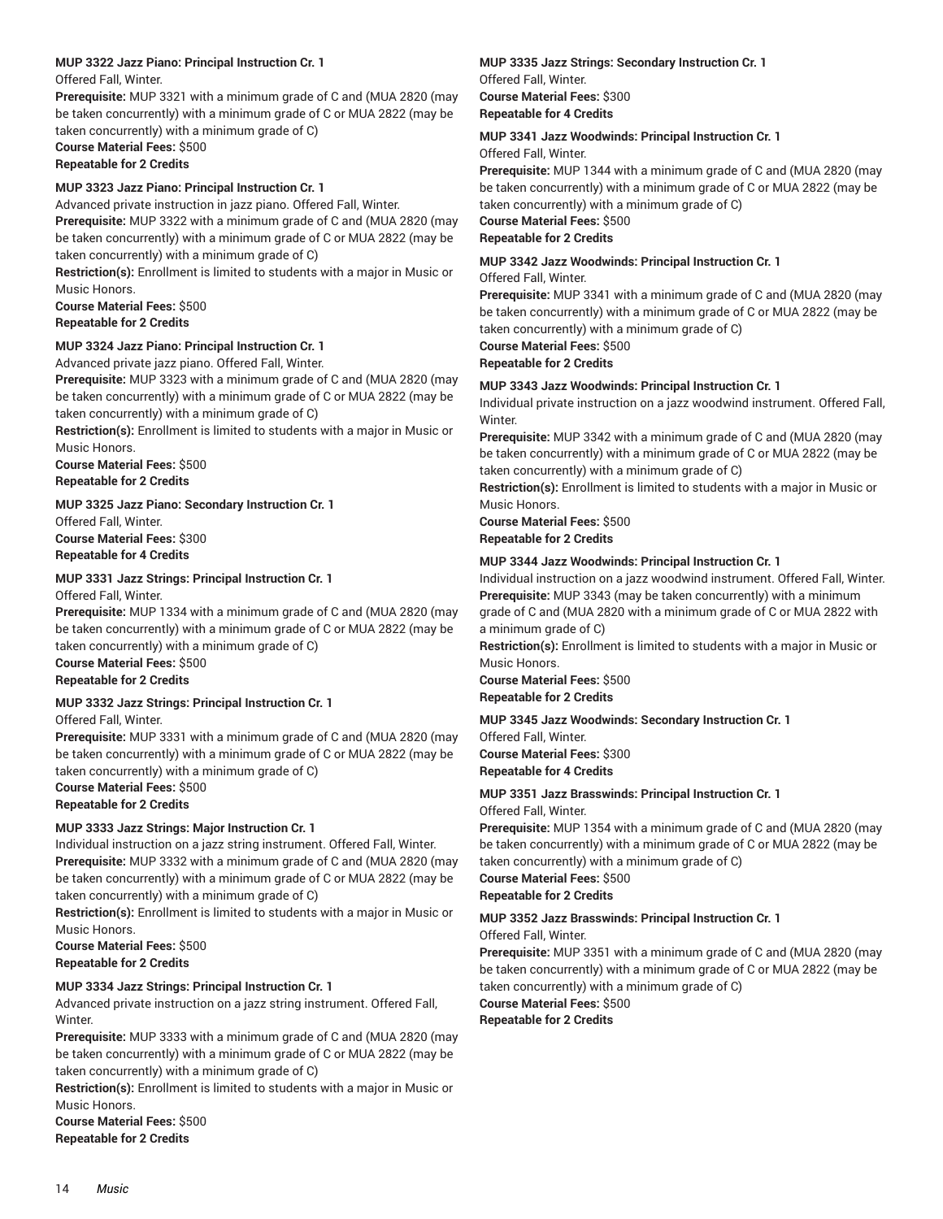**MUP 3322 Jazz Piano: Principal Instruction Cr. 1**
Offered Fall, Winter.
**Prerequisite:** MUP 3321 with a minimum grade of C and (MUA 2820 (may be taken concurrently) with a minimum grade of C or MUA 2822 (may be taken concurrently) with a minimum grade of C)
**Course Material Fees:** $500
**Repeatable for 2 Credits**

**MUP 3323 Jazz Piano: Principal Instruction Cr. 1**
Advanced private instruction in jazz piano. Offered Fall, Winter.
**Prerequisite:** MUP 3322 with a minimum grade of C and (MUA 2820 (may be taken concurrently) with a minimum grade of C or MUA 2822 (may be taken concurrently) with a minimum grade of C)
**Restriction(s):** Enrollment is limited to students with a major in Music or Music Honors.
**Course Material Fees:** $500
**Repeatable for 2 Credits**

**MUP 3324 Jazz Piano: Principal Instruction Cr. 1**
Advanced private jazz piano. Offered Fall, Winter.
**Prerequisite:** MUP 3323 with a minimum grade of C and (MUA 2820 (may be taken concurrently) with a minimum grade of C or MUA 2822 (may be taken concurrently) with a minimum grade of C)
**Restriction(s):** Enrollment is limited to students with a major in Music or Music Honors.
**Course Material Fees:** $500
**Repeatable for 2 Credits**

**MUP 3325 Jazz Piano: Secondary Instruction Cr. 1**
Offered Fall, Winter.
**Course Material Fees:** $300
**Repeatable for 4 Credits**

**MUP 3331 Jazz Strings: Principal Instruction Cr. 1**
Offered Fall, Winter.
**Prerequisite:** MUP 1334 with a minimum grade of C and (MUA 2820 (may be taken concurrently) with a minimum grade of C or MUA 2822 (may be taken concurrently) with a minimum grade of C)
**Course Material Fees:** $500
**Repeatable for 2 Credits**

**MUP 3332 Jazz Strings: Principal Instruction Cr. 1**
Offered Fall, Winter.
**Prerequisite:** MUP 3331 with a minimum grade of C and (MUA 2820 (may be taken concurrently) with a minimum grade of C or MUA 2822 (may be taken concurrently) with a minimum grade of C)
**Course Material Fees:** $500
**Repeatable for 2 Credits**

**MUP 3333 Jazz Strings: Major Instruction Cr. 1**
Individual instruction on a jazz string instrument. Offered Fall, Winter.
**Prerequisite:** MUP 3332 with a minimum grade of C and (MUA 2820 (may be taken concurrently) with a minimum grade of C or MUA 2822 (may be taken concurrently) with a minimum grade of C)
**Restriction(s):** Enrollment is limited to students with a major in Music or Music Honors.
**Course Material Fees:** $500
**Repeatable for 2 Credits**

**MUP 3334 Jazz Strings: Principal Instruction Cr. 1**
Advanced private instruction on a jazz string instrument. Offered Fall, Winter.
**Prerequisite:** MUP 3333 with a minimum grade of C and (MUA 2820 (may be taken concurrently) with a minimum grade of C or MUA 2822 (may be taken concurrently) with a minimum grade of C)
**Restriction(s):** Enrollment is limited to students with a major in Music or Music Honors.
**Course Material Fees:** $500
**Repeatable for 2 Credits**

**MUP 3335 Jazz Strings: Secondary Instruction Cr. 1**
Offered Fall, Winter.
**Course Material Fees:** $300
**Repeatable for 4 Credits**

**MUP 3341 Jazz Woodwinds: Principal Instruction Cr. 1**
Offered Fall, Winter.
**Prerequisite:** MUP 1344 with a minimum grade of C and (MUA 2820 (may be taken concurrently) with a minimum grade of C or MUA 2822 (may be taken concurrently) with a minimum grade of C)
**Course Material Fees:** $500
**Repeatable for 2 Credits**

**MUP 3342 Jazz Woodwinds: Principal Instruction Cr. 1**
Offered Fall, Winter.
**Prerequisite:** MUP 3341 with a minimum grade of C and (MUA 2820 (may be taken concurrently) with a minimum grade of C or MUA 2822 (may be taken concurrently) with a minimum grade of C)
**Course Material Fees:** $500
**Repeatable for 2 Credits**

**MUP 3343 Jazz Woodwinds: Principal Instruction Cr. 1**
Individual private instruction on a jazz woodwind instrument. Offered Fall, Winter.
**Prerequisite:** MUP 3342 with a minimum grade of C and (MUA 2820 (may be taken concurrently) with a minimum grade of C or MUA 2822 (may be taken concurrently) with a minimum grade of C)
**Restriction(s):** Enrollment is limited to students with a major in Music or Music Honors.
**Course Material Fees:** $500
**Repeatable for 2 Credits**

**MUP 3344 Jazz Woodwinds: Principal Instruction Cr. 1**
Individual instruction on a jazz woodwind instrument. Offered Fall, Winter.
**Prerequisite:** MUP 3343 (may be taken concurrently) with a minimum grade of C and (MUA 2820 with a minimum grade of C or MUA 2822 with a minimum grade of C)
**Restriction(s):** Enrollment is limited to students with a major in Music or Music Honors.
**Course Material Fees:** $500
**Repeatable for 2 Credits**

**MUP 3345 Jazz Woodwinds: Secondary Instruction Cr. 1**
Offered Fall, Winter.
**Course Material Fees:** $300
**Repeatable for 4 Credits**

**MUP 3351 Jazz Brasswinds: Principal Instruction Cr. 1**
Offered Fall, Winter.
**Prerequisite:** MUP 1354 with a minimum grade of C and (MUA 2820 (may be taken concurrently) with a minimum grade of C or MUA 2822 (may be taken concurrently) with a minimum grade of C)
**Course Material Fees:** $500
**Repeatable for 2 Credits**

**MUP 3352 Jazz Brasswinds: Principal Instruction Cr. 1**
Offered Fall, Winter.
**Prerequisite:** MUP 3351 with a minimum grade of C and (MUA 2820 (may be taken concurrently) with a minimum grade of C or MUA 2822 (may be taken concurrently) with a minimum grade of C)
**Course Material Fees:** $500
**Repeatable for 2 Credits**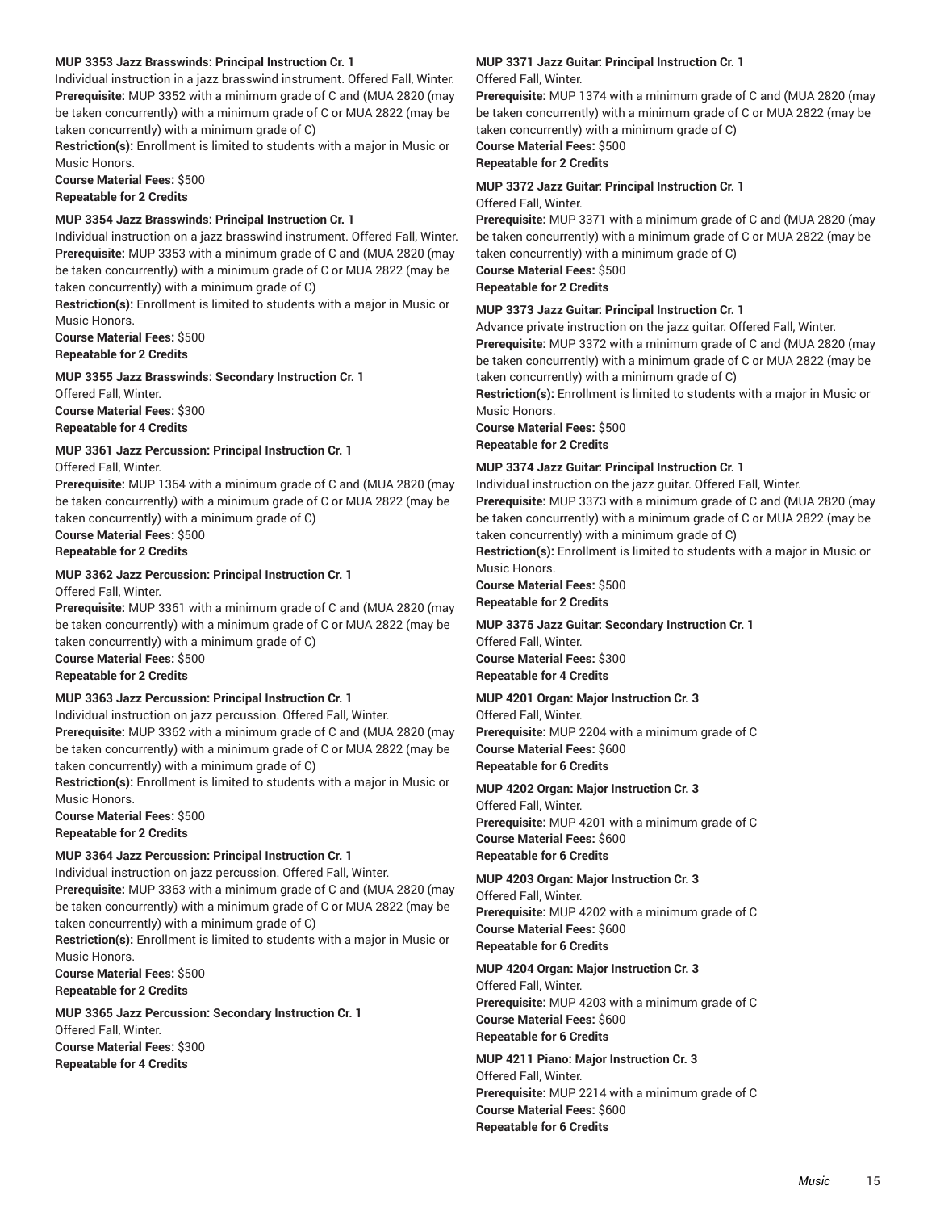**MUP 3353 Jazz Brasswinds: Principal Instruction Cr. 1**

Individual instruction in a jazz brasswind instrument. Offered Fall, Winter.

**Prerequisite:** MUP 3352 with a minimum grade of C and (MUA 2820 (may be taken concurrently) with a minimum grade of C or MUA 2822 (may be taken concurrently) with a minimum grade of C)

**Restriction(s):** Enrollment is limited to students with a major in Music or Music Honors.

**Course Material Fees:** $500

**Repeatable for 2 Credits**

**MUP 3354 Jazz Brasswinds: Principal Instruction Cr. 1**

Individual instruction on a jazz brasswind instrument. Offered Fall, Winter.

**Prerequisite:** MUP 3353 with a minimum grade of C and (MUA 2820 (may be taken concurrently) with a minimum grade of C or MUA 2822 (may be taken concurrently) with a minimum grade of C)

**Restriction(s):** Enrollment is limited to students with a major in Music or Music Honors.

**Course Material Fees:** $500

**Repeatable for 2 Credits**

**MUP 3355 Jazz Brasswinds: Secondary Instruction Cr. 1**

Offered Fall, Winter.

**Course Material Fees:** $300

**Repeatable for 4 Credits**

**MUP 3361 Jazz Percussion: Principal Instruction Cr. 1**

Offered Fall, Winter.

**Prerequisite:** MUP 1364 with a minimum grade of C and (MUA 2820 (may be taken concurrently) with a minimum grade of C or MUA 2822 (may be taken concurrently) with a minimum grade of C)

**Course Material Fees:** $500

**Repeatable for 2 Credits**

**MUP 3362 Jazz Percussion: Principal Instruction Cr. 1**

Offered Fall, Winter.

**Prerequisite:** MUP 3361 with a minimum grade of C and (MUA 2820 (may be taken concurrently) with a minimum grade of C or MUA 2822 (may be taken concurrently) with a minimum grade of C)

**Course Material Fees:** $500

**Repeatable for 2 Credits**

**MUP 3363 Jazz Percussion: Principal Instruction Cr. 1**

Individual instruction on jazz percussion. Offered Fall, Winter.

**Prerequisite:** MUP 3362 with a minimum grade of C and (MUA 2820 (may be taken concurrently) with a minimum grade of C or MUA 2822 (may be taken concurrently) with a minimum grade of C)

**Restriction(s):** Enrollment is limited to students with a major in Music or Music Honors.

**Course Material Fees:** $500

**Repeatable for 2 Credits**

**MUP 3364 Jazz Percussion: Principal Instruction Cr. 1**

Individual instruction on jazz percussion. Offered Fall, Winter.

**Prerequisite:** MUP 3363 with a minimum grade of C and (MUA 2820 (may be taken concurrently) with a minimum grade of C or MUA 2822 (may be taken concurrently) with a minimum grade of C)

**Restriction(s):** Enrollment is limited to students with a major in Music or Music Honors.

**Course Material Fees:** $500

**Repeatable for 2 Credits**

**MUP 3365 Jazz Percussion: Secondary Instruction Cr. 1**

Offered Fall, Winter.

**Course Material Fees:** $300

**Repeatable for 4 Credits**

**MUP 3371 Jazz Guitar: Principal Instruction Cr. 1**

Offered Fall, Winter.

**Prerequisite:** MUP 1374 with a minimum grade of C and (MUA 2820 (may be taken concurrently) with a minimum grade of C or MUA 2822 (may be taken concurrently) with a minimum grade of C)

**Course Material Fees:** $500

**Repeatable for 2 Credits**

**MUP 3372 Jazz Guitar: Principal Instruction Cr. 1**

Offered Fall, Winter.

**Prerequisite:** MUP 3371 with a minimum grade of C and (MUA 2820 (may be taken concurrently) with a minimum grade of C or MUA 2822 (may be taken concurrently) with a minimum grade of C)

**Course Material Fees:** $500

**Repeatable for 2 Credits**

**MUP 3373 Jazz Guitar: Principal Instruction Cr. 1**

Advance private instruction on the jazz guitar. Offered Fall, Winter.

**Prerequisite:** MUP 3372 with a minimum grade of C and (MUA 2820 (may be taken concurrently) with a minimum grade of C or MUA 2822 (may be taken concurrently) with a minimum grade of C)

**Restriction(s):** Enrollment is limited to students with a major in Music or Music Honors.

**Course Material Fees:** $500

**Repeatable for 2 Credits**

**MUP 3374 Jazz Guitar: Principal Instruction Cr. 1**

Individual instruction on the jazz guitar. Offered Fall, Winter.

**Prerequisite:** MUP 3373 with a minimum grade of C and (MUA 2820 (may be taken concurrently) with a minimum grade of C or MUA 2822 (may be taken concurrently) with a minimum grade of C)

**Restriction(s):** Enrollment is limited to students with a major in Music or Music Honors.

**Course Material Fees:** $500

**Repeatable for 2 Credits**

**MUP 3375 Jazz Guitar: Secondary Instruction Cr. 1**

Offered Fall, Winter.

**Course Material Fees:** $300

**Repeatable for 4 Credits**

**MUP 4201 Organ: Major Instruction Cr. 3**

Offered Fall, Winter.

**Prerequisite:** MUP 2204 with a minimum grade of C

**Course Material Fees:** $600

**Repeatable for 6 Credits**

**MUP 4202 Organ: Major Instruction Cr. 3**

Offered Fall, Winter.

**Prerequisite:** MUP 4201 with a minimum grade of C

**Course Material Fees:** $600

**Repeatable for 6 Credits**

**MUP 4203 Organ: Major Instruction Cr. 3**

Offered Fall, Winter.

**Prerequisite:** MUP 4202 with a minimum grade of C

**Course Material Fees:** $600

**Repeatable for 6 Credits**

**MUP 4204 Organ: Major Instruction Cr. 3**

Offered Fall, Winter.

**Prerequisite:** MUP 4203 with a minimum grade of C

**Course Material Fees:** $600

**Repeatable for 6 Credits**

**MUP 4211 Piano: Major Instruction Cr. 3**

Offered Fall, Winter.

**Prerequisite:** MUP 2214 with a minimum grade of C

**Course Material Fees:** $600

**Repeatable for 6 Credits**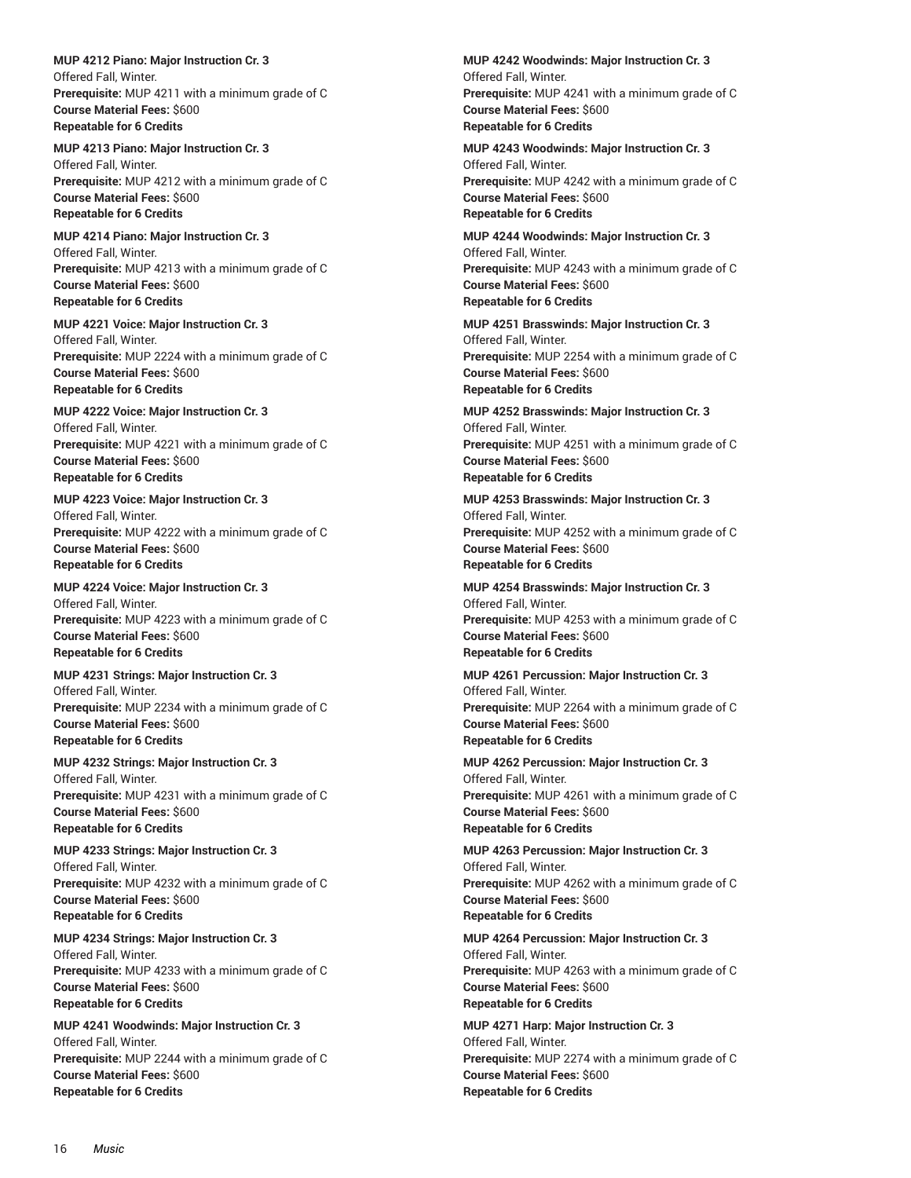**MUP 4212 Piano: Major Instruction Cr. 3**
Offered Fall, Winter.
**Prerequisite:** MUP 4211 with a minimum grade of C
**Course Material Fees:** $600
**Repeatable for 6 Credits**

**MUP 4213 Piano: Major Instruction Cr. 3**
Offered Fall, Winter.
**Prerequisite:** MUP 4212 with a minimum grade of C
**Course Material Fees:** $600
**Repeatable for 6 Credits**

**MUP 4214 Piano: Major Instruction Cr. 3**
Offered Fall, Winter.
**Prerequisite:** MUP 4213 with a minimum grade of C
**Course Material Fees:** $600
**Repeatable for 6 Credits**

**MUP 4221 Voice: Major Instruction Cr. 3**
Offered Fall, Winter.
**Prerequisite:** MUP 2224 with a minimum grade of C
**Course Material Fees:** $600
**Repeatable for 6 Credits**

**MUP 4222 Voice: Major Instruction Cr. 3**
Offered Fall, Winter.
**Prerequisite:** MUP 4221 with a minimum grade of C
**Course Material Fees:** $600
**Repeatable for 6 Credits**

**MUP 4223 Voice: Major Instruction Cr. 3**
Offered Fall, Winter.
**Prerequisite:** MUP 4222 with a minimum grade of C
**Course Material Fees:** $600
**Repeatable for 6 Credits**

**MUP 4224 Voice: Major Instruction Cr. 3**
Offered Fall, Winter.
**Prerequisite:** MUP 4223 with a minimum grade of C
**Course Material Fees:** $600
**Repeatable for 6 Credits**

**MUP 4231 Strings: Major Instruction Cr. 3**
Offered Fall, Winter.
**Prerequisite:** MUP 2234 with a minimum grade of C
**Course Material Fees:** $600
**Repeatable for 6 Credits**

**MUP 4232 Strings: Major Instruction Cr. 3**
Offered Fall, Winter.
**Prerequisite:** MUP 4231 with a minimum grade of C
**Course Material Fees:** $600
**Repeatable for 6 Credits**

**MUP 4233 Strings: Major Instruction Cr. 3**
Offered Fall, Winter.
**Prerequisite:** MUP 4232 with a minimum grade of C
**Course Material Fees:** $600
**Repeatable for 6 Credits**

**MUP 4234 Strings: Major Instruction Cr. 3**
Offered Fall, Winter.
**Prerequisite:** MUP 4233 with a minimum grade of C
**Course Material Fees:** $600
**Repeatable for 6 Credits**

**MUP 4241 Woodwinds: Major Instruction Cr. 3**
Offered Fall, Winter.
**Prerequisite:** MUP 2244 with a minimum grade of C
**Course Material Fees:** $600
**Repeatable for 6 Credits**

**MUP 4242 Woodwinds: Major Instruction Cr. 3**
Offered Fall, Winter.
**Prerequisite:** MUP 4241 with a minimum grade of C
**Course Material Fees:** $600
**Repeatable for 6 Credits**

**MUP 4243 Woodwinds: Major Instruction Cr. 3**
Offered Fall, Winter.
**Prerequisite:** MUP 4242 with a minimum grade of C
**Course Material Fees:** $600
**Repeatable for 6 Credits**

**MUP 4244 Woodwinds: Major Instruction Cr. 3**
Offered Fall, Winter.
**Prerequisite:** MUP 4243 with a minimum grade of C
**Course Material Fees:** $600
**Repeatable for 6 Credits**

**MUP 4251 Brasswinds: Major Instruction Cr. 3**
Offered Fall, Winter.
**Prerequisite:** MUP 2254 with a minimum grade of C
**Course Material Fees:** $600
**Repeatable for 6 Credits**

**MUP 4252 Brasswinds: Major Instruction Cr. 3**
Offered Fall, Winter.
**Prerequisite:** MUP 4251 with a minimum grade of C
**Course Material Fees:** $600
**Repeatable for 6 Credits**

**MUP 4253 Brasswinds: Major Instruction Cr. 3**
Offered Fall, Winter.
**Prerequisite:** MUP 4252 with a minimum grade of C
**Course Material Fees:** $600
**Repeatable for 6 Credits**

**MUP 4254 Brasswinds: Major Instruction Cr. 3**
Offered Fall, Winter.
**Prerequisite:** MUP 4253 with a minimum grade of C
**Course Material Fees:** $600
**Repeatable for 6 Credits**

**MUP 4261 Percussion: Major Instruction Cr. 3**
Offered Fall, Winter.
**Prerequisite:** MUP 2264 with a minimum grade of C
**Course Material Fees:** $600
**Repeatable for 6 Credits**

**MUP 4262 Percussion: Major Instruction Cr. 3**
Offered Fall, Winter.
**Prerequisite:** MUP 4261 with a minimum grade of C
**Course Material Fees:** $600
**Repeatable for 6 Credits**

**MUP 4263 Percussion: Major Instruction Cr. 3**
Offered Fall, Winter.
**Prerequisite:** MUP 4262 with a minimum grade of C
**Course Material Fees:** $600
**Repeatable for 6 Credits**

**MUP 4264 Percussion: Major Instruction Cr. 3**
Offered Fall, Winter.
**Prerequisite:** MUP 4263 with a minimum grade of C
**Course Material Fees:** $600
**Repeatable for 6 Credits**

**MUP 4271 Harp: Major Instruction Cr. 3**
Offered Fall, Winter.
**Prerequisite:** MUP 2274 with a minimum grade of C
**Course Material Fees:** $600
**Repeatable for 6 Credits**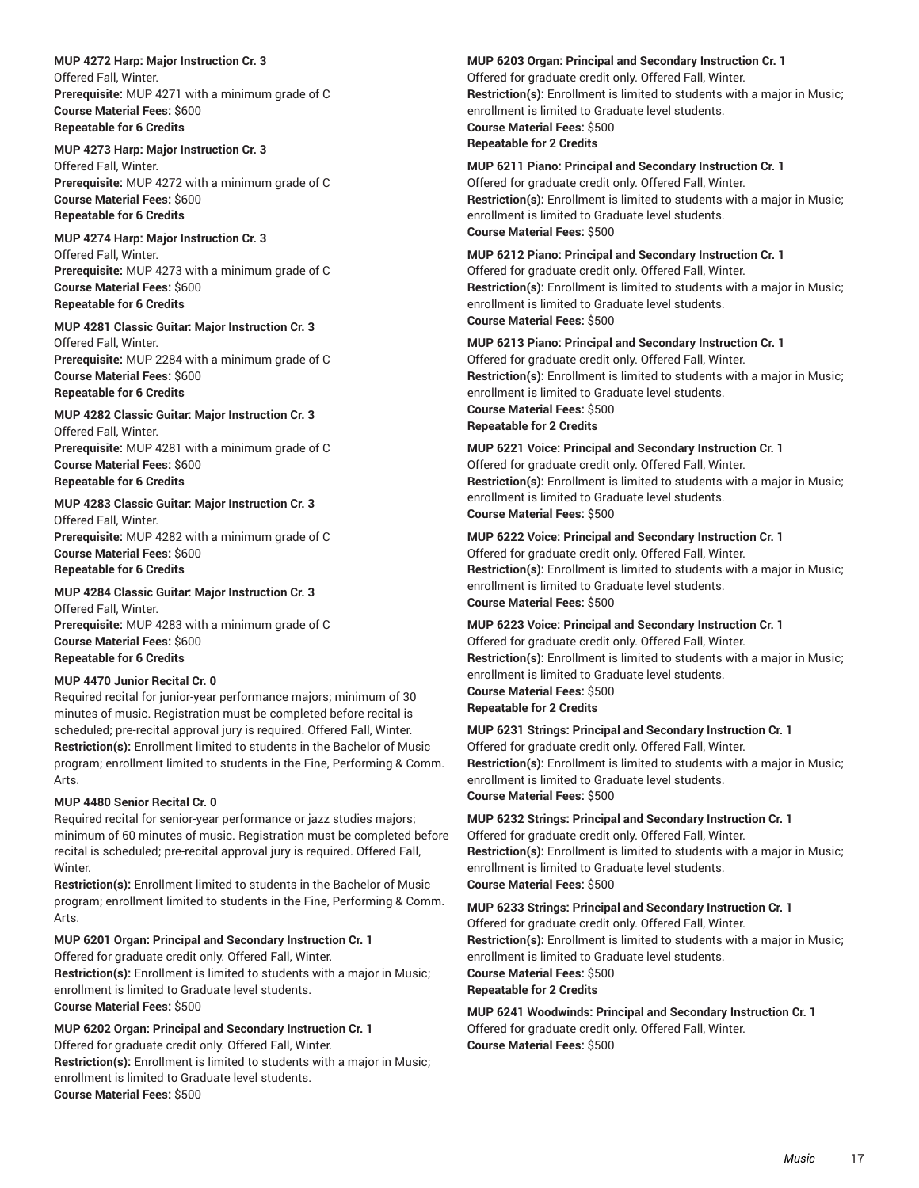**MUP 4272 Harp: Major Instruction Cr. 3**
Offered Fall, Winter.
**Prerequisite:** MUP 4271 with a minimum grade of C
**Course Material Fees:** $600
**Repeatable for 6 Credits**

**MUP 4273 Harp: Major Instruction Cr. 3**
Offered Fall, Winter.
**Prerequisite:** MUP 4272 with a minimum grade of C
**Course Material Fees:** $600
**Repeatable for 6 Credits**

**MUP 4274 Harp: Major Instruction Cr. 3**
Offered Fall, Winter.
**Prerequisite:** MUP 4273 with a minimum grade of C
**Course Material Fees:** $600
**Repeatable for 6 Credits**

**MUP 4281 Classic Guitar: Major Instruction Cr. 3**
Offered Fall, Winter.
**Prerequisite:** MUP 2284 with a minimum grade of C
**Course Material Fees:** $600
**Repeatable for 6 Credits**

**MUP 4282 Classic Guitar: Major Instruction Cr. 3**
Offered Fall, Winter.
**Prerequisite:** MUP 4281 with a minimum grade of C
**Course Material Fees:** $600
**Repeatable for 6 Credits**

**MUP 4283 Classic Guitar: Major Instruction Cr. 3**
Offered Fall, Winter.
**Prerequisite:** MUP 4282 with a minimum grade of C
**Course Material Fees:** $600
**Repeatable for 6 Credits**

**MUP 4284 Classic Guitar: Major Instruction Cr. 3**
Offered Fall, Winter.
**Prerequisite:** MUP 4283 with a minimum grade of C
**Course Material Fees:** $600
**Repeatable for 6 Credits**

**MUP 4470 Junior Recital Cr. 0**
Required recital for junior-year performance majors; minimum of 30 minutes of music. Registration must be completed before recital is scheduled; pre-recital approval jury is required. Offered Fall, Winter.
**Restriction(s):** Enrollment limited to students in the Bachelor of Music program; enrollment limited to students in the Fine, Performing & Comm. Arts.

**MUP 4480 Senior Recital Cr. 0**
Required recital for senior-year performance or jazz studies majors; minimum of 60 minutes of music. Registration must be completed before recital is scheduled; pre-recital approval jury is required. Offered Fall, Winter.
**Restriction(s):** Enrollment limited to students in the Bachelor of Music program; enrollment limited to students in the Fine, Performing & Comm. Arts.

**MUP 6201 Organ: Principal and Secondary Instruction Cr. 1**
Offered for graduate credit only. Offered Fall, Winter.
**Restriction(s):** Enrollment is limited to students with a major in Music; enrollment is limited to Graduate level students.
**Course Material Fees:** $500

**MUP 6202 Organ: Principal and Secondary Instruction Cr. 1**
Offered for graduate credit only. Offered Fall, Winter.
**Restriction(s):** Enrollment is limited to students with a major in Music; enrollment is limited to Graduate level students.
**Course Material Fees:** $500

**MUP 6203 Organ: Principal and Secondary Instruction Cr. 1**
Offered for graduate credit only. Offered Fall, Winter.
**Restriction(s):** Enrollment is limited to students with a major in Music; enrollment is limited to Graduate level students.
**Course Material Fees:** $500
**Repeatable for 2 Credits**

**MUP 6211 Piano: Principal and Secondary Instruction Cr. 1**
Offered for graduate credit only. Offered Fall, Winter.
**Restriction(s):** Enrollment is limited to students with a major in Music; enrollment is limited to Graduate level students.
**Course Material Fees:** $500

**MUP 6212 Piano: Principal and Secondary Instruction Cr. 1**
Offered for graduate credit only. Offered Fall, Winter.
**Restriction(s):** Enrollment is limited to students with a major in Music; enrollment is limited to Graduate level students.
**Course Material Fees:** $500

**MUP 6213 Piano: Principal and Secondary Instruction Cr. 1**
Offered for graduate credit only. Offered Fall, Winter.
**Restriction(s):** Enrollment is limited to students with a major in Music; enrollment is limited to Graduate level students.
**Course Material Fees:** $500
**Repeatable for 2 Credits**

**MUP 6221 Voice: Principal and Secondary Instruction Cr. 1**
Offered for graduate credit only. Offered Fall, Winter.
**Restriction(s):** Enrollment is limited to students with a major in Music; enrollment is limited to Graduate level students.
**Course Material Fees:** $500

**MUP 6222 Voice: Principal and Secondary Instruction Cr. 1**
Offered for graduate credit only. Offered Fall, Winter.
**Restriction(s):** Enrollment is limited to students with a major in Music; enrollment is limited to Graduate level students.
**Course Material Fees:** $500

**MUP 6223 Voice: Principal and Secondary Instruction Cr. 1**
Offered for graduate credit only. Offered Fall, Winter.
**Restriction(s):** Enrollment is limited to students with a major in Music; enrollment is limited to Graduate level students.
**Course Material Fees:** $500
**Repeatable for 2 Credits**

**MUP 6231 Strings: Principal and Secondary Instruction Cr. 1**
Offered for graduate credit only. Offered Fall, Winter.
**Restriction(s):** Enrollment is limited to students with a major in Music; enrollment is limited to Graduate level students.
**Course Material Fees:** $500

**MUP 6232 Strings: Principal and Secondary Instruction Cr. 1**
Offered for graduate credit only. Offered Fall, Winter.
**Restriction(s):** Enrollment is limited to students with a major in Music; enrollment is limited to Graduate level students.
**Course Material Fees:** $500

**MUP 6233 Strings: Principal and Secondary Instruction Cr. 1**
Offered for graduate credit only. Offered Fall, Winter.
**Restriction(s):** Enrollment is limited to students with a major in Music; enrollment is limited to Graduate level students.
**Course Material Fees:** $500
**Repeatable for 2 Credits**

**MUP 6241 Woodwinds: Principal and Secondary Instruction Cr. 1**
Offered for graduate credit only. Offered Fall, Winter.
**Course Material Fees:** $500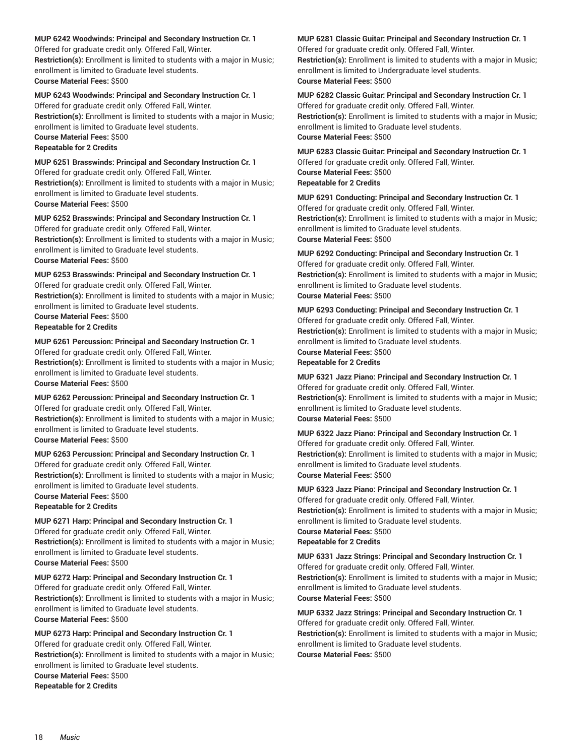**MUP 6242 Woodwinds: Principal and Secondary Instruction Cr. 1**
Offered for graduate credit only. Offered Fall, Winter.
**Restriction(s):** Enrollment is limited to students with a major in Music; enrollment is limited to Graduate level students.
**Course Material Fees:** $500

**MUP 6243 Woodwinds: Principal and Secondary Instruction Cr. 1**
Offered for graduate credit only. Offered Fall, Winter.
**Restriction(s):** Enrollment is limited to students with a major in Music; enrollment is limited to Graduate level students.
**Course Material Fees:** $500
**Repeatable for 2 Credits**

**MUP 6251 Brasswinds: Principal and Secondary Instruction Cr. 1**
Offered for graduate credit only. Offered Fall, Winter.
**Restriction(s):** Enrollment is limited to students with a major in Music; enrollment is limited to Graduate level students.
**Course Material Fees:** $500

**MUP 6252 Brasswinds: Principal and Secondary Instruction Cr. 1**
Offered for graduate credit only. Offered Fall, Winter.
**Restriction(s):** Enrollment is limited to students with a major in Music; enrollment is limited to Graduate level students.
**Course Material Fees:** $500

**MUP 6253 Brasswinds: Principal and Secondary Instruction Cr. 1**
Offered for graduate credit only. Offered Fall, Winter.
**Restriction(s):** Enrollment is limited to students with a major in Music; enrollment is limited to Graduate level students.
**Course Material Fees:** $500
**Repeatable for 2 Credits**

**MUP 6261 Percussion: Principal and Secondary Instruction Cr. 1**
Offered for graduate credit only. Offered Fall, Winter.
**Restriction(s):** Enrollment is limited to students with a major in Music; enrollment is limited to Graduate level students.
**Course Material Fees:** $500

**MUP 6262 Percussion: Principal and Secondary Instruction Cr. 1**
Offered for graduate credit only. Offered Fall, Winter.
**Restriction(s):** Enrollment is limited to students with a major in Music; enrollment is limited to Graduate level students.
**Course Material Fees:** $500

**MUP 6263 Percussion: Principal and Secondary Instruction Cr. 1**
Offered for graduate credit only. Offered Fall, Winter.
**Restriction(s):** Enrollment is limited to students with a major in Music; enrollment is limited to Graduate level students.
**Course Material Fees:** $500
**Repeatable for 2 Credits**

**MUP 6271 Harp: Principal and Secondary Instruction Cr. 1**
Offered for graduate credit only. Offered Fall, Winter.
**Restriction(s):** Enrollment is limited to students with a major in Music; enrollment is limited to Graduate level students.
**Course Material Fees:** $500

**MUP 6272 Harp: Principal and Secondary Instruction Cr. 1**
Offered for graduate credit only. Offered Fall, Winter.
**Restriction(s):** Enrollment is limited to students with a major in Music; enrollment is limited to Graduate level students.
**Course Material Fees:** $500

**MUP 6273 Harp: Principal and Secondary Instruction Cr. 1**
Offered for graduate credit only. Offered Fall, Winter.
**Restriction(s):** Enrollment is limited to students with a major in Music; enrollment is limited to Graduate level students.
**Course Material Fees:** $500
**Repeatable for 2 Credits**

**MUP 6281 Classic Guitar: Principal and Secondary Instruction Cr. 1**
Offered for graduate credit only. Offered Fall, Winter.
**Restriction(s):** Enrollment is limited to students with a major in Music; enrollment is limited to Undergraduate level students.
**Course Material Fees:** $500

**MUP 6282 Classic Guitar: Principal and Secondary Instruction Cr. 1**
Offered for graduate credit only. Offered Fall, Winter.
**Restriction(s):** Enrollment is limited to students with a major in Music; enrollment is limited to Graduate level students.
**Course Material Fees:** $500

**MUP 6283 Classic Guitar: Principal and Secondary Instruction Cr. 1**
Offered for graduate credit only. Offered Fall, Winter.
**Course Material Fees:** $500
**Repeatable for 2 Credits**

**MUP 6291 Conducting: Principal and Secondary Instruction Cr. 1**
Offered for graduate credit only. Offered Fall, Winter.
**Restriction(s):** Enrollment is limited to students with a major in Music; enrollment is limited to Graduate level students.
**Course Material Fees:** $500

**MUP 6292 Conducting: Principal and Secondary Instruction Cr. 1**
Offered for graduate credit only. Offered Fall, Winter.
**Restriction(s):** Enrollment is limited to students with a major in Music; enrollment is limited to Graduate level students.
**Course Material Fees:** $500

**MUP 6293 Conducting: Principal and Secondary Instruction Cr. 1**
Offered for graduate credit only. Offered Fall, Winter.
**Restriction(s):** Enrollment is limited to students with a major in Music; enrollment is limited to Graduate level students.
**Course Material Fees:** $500
**Repeatable for 2 Credits**

**MUP 6321 Jazz Piano: Principal and Secondary Instruction Cr. 1**
Offered for graduate credit only. Offered Fall, Winter.
**Restriction(s):** Enrollment is limited to students with a major in Music; enrollment is limited to Graduate level students.
**Course Material Fees:** $500

**MUP 6322 Jazz Piano: Principal and Secondary Instruction Cr. 1**
Offered for graduate credit only. Offered Fall, Winter.
**Restriction(s):** Enrollment is limited to students with a major in Music; enrollment is limited to Graduate level students.
**Course Material Fees:** $500

**MUP 6323 Jazz Piano: Principal and Secondary Instruction Cr. 1**
Offered for graduate credit only. Offered Fall, Winter.
**Restriction(s):** Enrollment is limited to students with a major in Music; enrollment is limited to Graduate level students.
**Course Material Fees:** $500
**Repeatable for 2 Credits**

**MUP 6331 Jazz Strings: Principal and Secondary Instruction Cr. 1**
Offered for graduate credit only. Offered Fall, Winter.
**Restriction(s):** Enrollment is limited to students with a major in Music; enrollment is limited to Graduate level students.
**Course Material Fees:** $500

**MUP 6332 Jazz Strings: Principal and Secondary Instruction Cr. 1**
Offered for graduate credit only. Offered Fall, Winter.
**Restriction(s):** Enrollment is limited to students with a major in Music; enrollment is limited to Graduate level students.
**Course Material Fees:** $500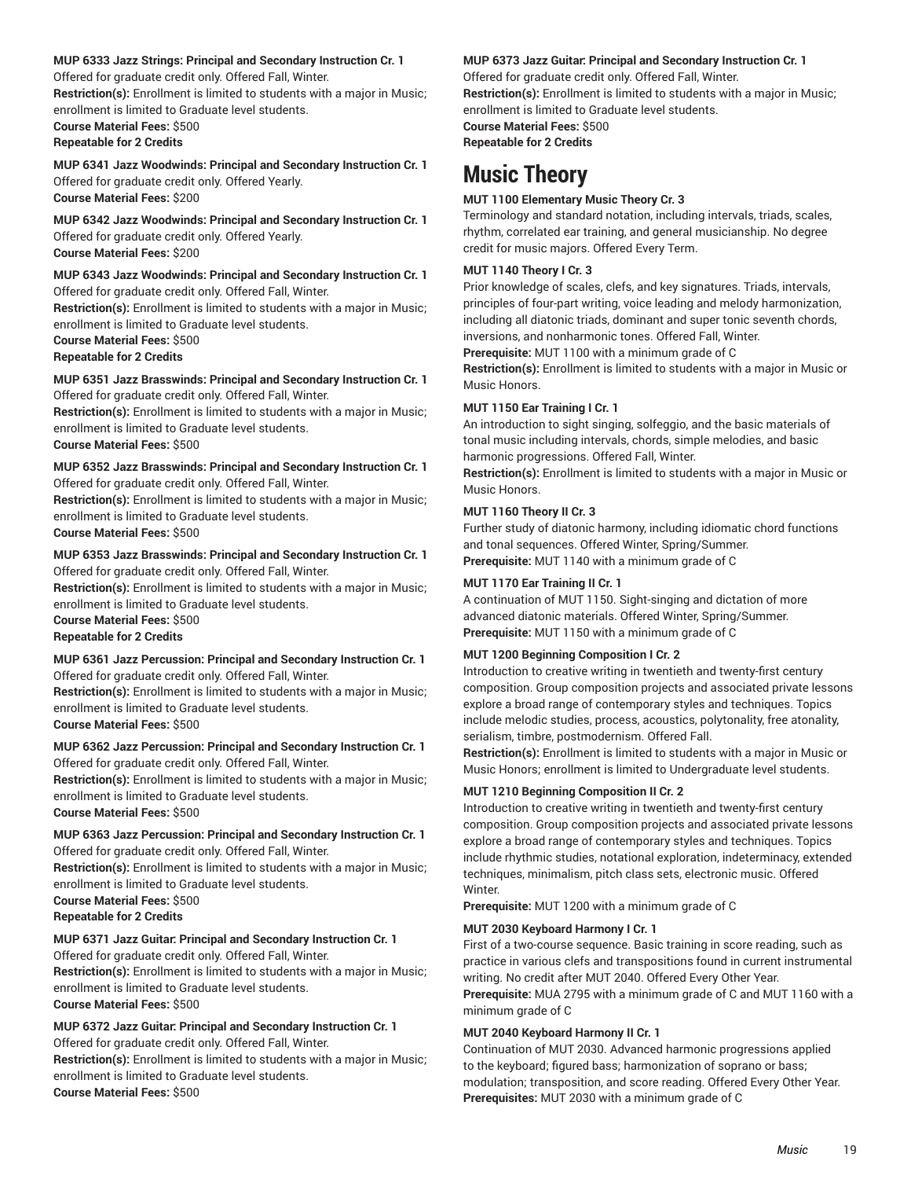**MUP 6333 Jazz Strings: Principal and Secondary Instruction Cr. 1**
Offered for graduate credit only. Offered Fall, Winter.
**Restriction(s):** Enrollment is limited to students with a major in Music; enrollment is limited to Graduate level students.
**Course Material Fees:** $500
**Repeatable for 2 Credits**

**MUP 6341 Jazz Woodwinds: Principal and Secondary Instruction Cr. 1**
Offered for graduate credit only. Offered Yearly.
**Course Material Fees:** $200

**MUP 6342 Jazz Woodwinds: Principal and Secondary Instruction Cr. 1**
Offered for graduate credit only. Offered Yearly.
**Course Material Fees:** $200

**MUP 6343 Jazz Woodwinds: Principal and Secondary Instruction Cr. 1**
Offered for graduate credit only. Offered Fall, Winter.
**Restriction(s):** Enrollment is limited to students with a major in Music; enrollment is limited to Graduate level students.
**Course Material Fees:** $500
**Repeatable for 2 Credits**

**MUP 6351 Jazz Brasswinds: Principal and Secondary Instruction Cr. 1**
Offered for graduate credit only. Offered Fall, Winter.
**Restriction(s):** Enrollment is limited to students with a major in Music; enrollment is limited to Graduate level students.
**Course Material Fees:** $500

**MUP 6352 Jazz Brasswinds: Principal and Secondary Instruction Cr. 1**
Offered for graduate credit only. Offered Fall, Winter.
**Restriction(s):** Enrollment is limited to students with a major in Music; enrollment is limited to Graduate level students.
**Course Material Fees:** $500

**MUP 6353 Jazz Brasswinds: Principal and Secondary Instruction Cr. 1**
Offered for graduate credit only. Offered Fall, Winter.
**Restriction(s):** Enrollment is limited to students with a major in Music; enrollment is limited to Graduate level students.
**Course Material Fees:** $500
**Repeatable for 2 Credits**

**MUP 6361 Jazz Percussion: Principal and Secondary Instruction Cr. 1**
Offered for graduate credit only. Offered Fall, Winter.
**Restriction(s):** Enrollment is limited to students with a major in Music; enrollment is limited to Graduate level students.
**Course Material Fees:** $500

**MUP 6362 Jazz Percussion: Principal and Secondary Instruction Cr. 1**
Offered for graduate credit only. Offered Fall, Winter.
**Restriction(s):** Enrollment is limited to students with a major in Music; enrollment is limited to Graduate level students.
**Course Material Fees:** $500

**MUP 6363 Jazz Percussion: Principal and Secondary Instruction Cr. 1**
Offered for graduate credit only. Offered Fall, Winter.
**Restriction(s):** Enrollment is limited to students with a major in Music; enrollment is limited to Graduate level students.
**Course Material Fees:** $500
**Repeatable for 2 Credits**

**MUP 6371 Jazz Guitar: Principal and Secondary Instruction Cr. 1**
Offered for graduate credit only. Offered Fall, Winter.
**Restriction(s):** Enrollment is limited to students with a major in Music; enrollment is limited to Graduate level students.
**Course Material Fees:** $500

**MUP 6372 Jazz Guitar: Principal and Secondary Instruction Cr. 1**
Offered for graduate credit only. Offered Fall, Winter.
**Restriction(s):** Enrollment is limited to students with a major in Music; enrollment is limited to Graduate level students.
**Course Material Fees:** $500

**MUP 6373 Jazz Guitar: Principal and Secondary Instruction Cr. 1**
Offered for graduate credit only. Offered Fall, Winter.
**Restriction(s):** Enrollment is limited to students with a major in Music; enrollment is limited to Graduate level students.
**Course Material Fees:** $500
**Repeatable for 2 Credits**

# Music Theory

**MUT 1100 Elementary Music Theory Cr. 3**
Terminology and standard notation, including intervals, triads, scales, rhythm, correlated ear training, and general musicianship. No degree credit for music majors. Offered Every Term.

**MUT 1140 Theory I Cr. 3**
Prior knowledge of scales, clefs, and key signatures. Triads, intervals, principles of four-part writing, voice leading and melody harmonization, including all diatonic triads, dominant and super tonic seventh chords, inversions, and nonharmonic tones. Offered Fall, Winter.
**Prerequisite:** MUT 1100 with a minimum grade of C
**Restriction(s):** Enrollment is limited to students with a major in Music or Music Honors.

**MUT 1150 Ear Training I Cr. 1**
An introduction to sight singing, solfeggio, and the basic materials of tonal music including intervals, chords, simple melodies, and basic harmonic progressions. Offered Fall, Winter.
**Restriction(s):** Enrollment is limited to students with a major in Music or Music Honors.

**MUT 1160 Theory II Cr. 3**
Further study of diatonic harmony, including idiomatic chord functions and tonal sequences. Offered Winter, Spring/Summer.
**Prerequisite:** MUT 1140 with a minimum grade of C

**MUT 1170 Ear Training II Cr. 1**
A continuation of MUT 1150. Sight-singing and dictation of more advanced diatonic materials. Offered Winter, Spring/Summer.
**Prerequisite:** MUT 1150 with a minimum grade of C

**MUT 1200 Beginning Composition I Cr. 2**
Introduction to creative writing in twentieth and twenty-first century composition. Group composition projects and associated private lessons explore a broad range of contemporary styles and techniques. Topics include melodic studies, process, acoustics, polytonality, free atonality, serialism, timbre, postmodernism. Offered Fall.
**Restriction(s):** Enrollment is limited to students with a major in Music or Music Honors; enrollment is limited to Undergraduate level students.

**MUT 1210 Beginning Composition II Cr. 2**
Introduction to creative writing in twentieth and twenty-first century composition. Group composition projects and associated private lessons explore a broad range of contemporary styles and techniques. Topics include rhythmic studies, notational exploration, indeterminacy, extended techniques, minimalism, pitch class sets, electronic music. Offered Winter.
**Prerequisite:** MUT 1200 with a minimum grade of C

**MUT 2030 Keyboard Harmony I Cr. 1**
First of a two-course sequence. Basic training in score reading, such as practice in various clefs and transpositions found in current instrumental writing. No credit after MUT 2040. Offered Every Other Year.
**Prerequisite:** MUA 2795 with a minimum grade of C and MUT 1160 with a minimum grade of C

**MUT 2040 Keyboard Harmony II Cr. 1**
Continuation of MUT 2030. Advanced harmonic progressions applied to the keyboard; figured bass; harmonization of soprano or bass; modulation; transposition, and score reading. Offered Every Other Year.
**Prerequisites:** MUT 2030 with a minimum grade of C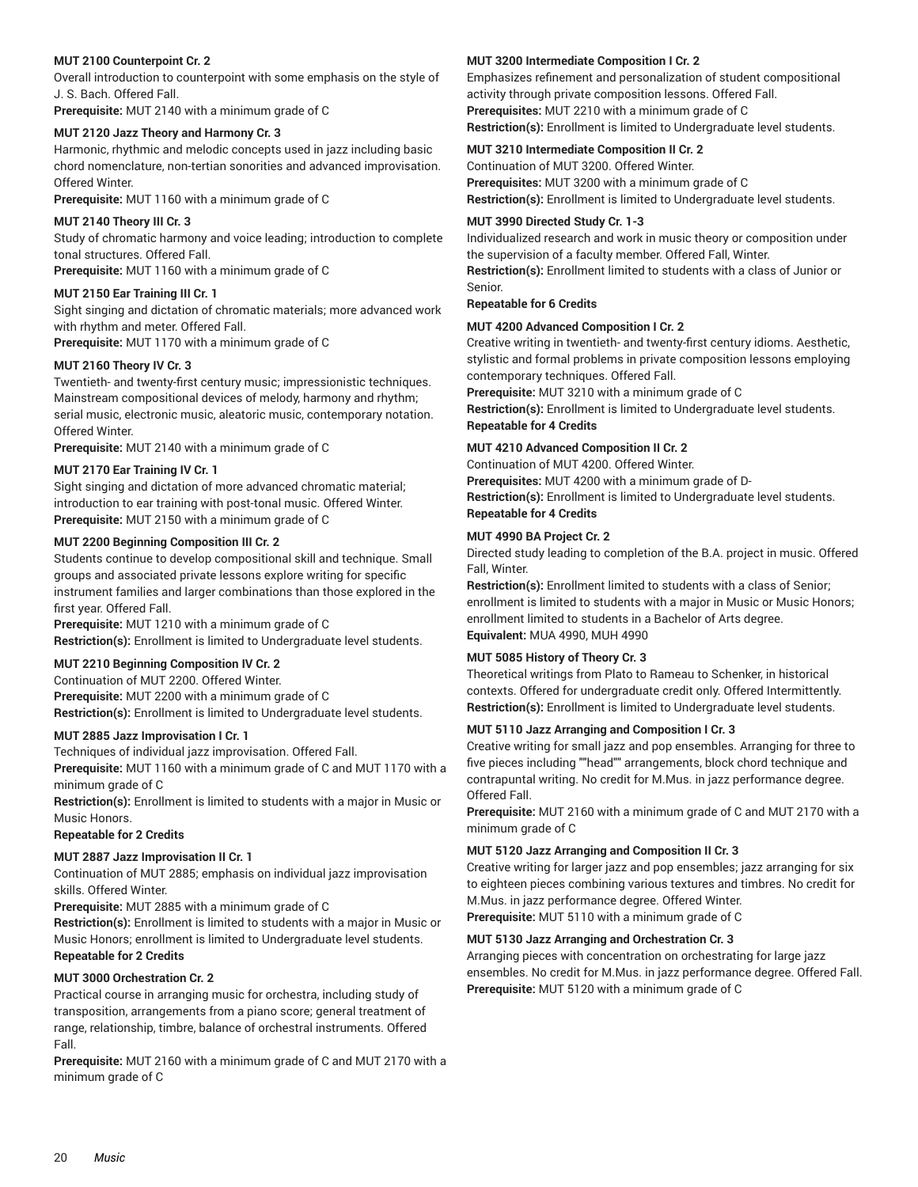**MUT 2100 Counterpoint Cr. 2**

Overall introduction to counterpoint with some emphasis on the style of J. S. Bach. Offered Fall.

**Prerequisite:** MUT 2140 with a minimum grade of C

**MUT 2120 Jazz Theory and Harmony Cr. 3**

Harmonic, rhythmic and melodic concepts used in jazz including basic chord nomenclature, non-tertian sonorities and advanced improvisation. Offered Winter.

**Prerequisite:** MUT 1160 with a minimum grade of C

**MUT 2140 Theory III Cr. 3**

Study of chromatic harmony and voice leading; introduction to complete tonal structures. Offered Fall.

**Prerequisite:** MUT 1160 with a minimum grade of C

**MUT 2150 Ear Training III Cr. 1**

Sight singing and dictation of chromatic materials; more advanced work with rhythm and meter. Offered Fall.

**Prerequisite:** MUT 1170 with a minimum grade of C

**MUT 2160 Theory IV Cr. 3**

Twentieth- and twenty-first century music; impressionistic techniques. Mainstream compositional devices of melody, harmony and rhythm; serial music, electronic music, aleatoric music, contemporary notation. Offered Winter.

**Prerequisite:** MUT 2140 with a minimum grade of C

**MUT 2170 Ear Training IV Cr. 1**

Sight singing and dictation of more advanced chromatic material; introduction to ear training with post-tonal music. Offered Winter.

**Prerequisite:** MUT 2150 with a minimum grade of C

**MUT 2200 Beginning Composition III Cr. 2**

Students continue to develop compositional skill and technique. Small groups and associated private lessons explore writing for specific instrument families and larger combinations than those explored in the first year. Offered Fall.

**Prerequisite:** MUT 1210 with a minimum grade of C

**Restriction(s):** Enrollment is limited to Undergraduate level students.

**MUT 2210 Beginning Composition IV Cr. 2**

Continuation of MUT 2200. Offered Winter.

**Prerequisite:** MUT 2200 with a minimum grade of C

**Restriction(s):** Enrollment is limited to Undergraduate level students.

**MUT 2885 Jazz Improvisation I Cr. 1**

Techniques of individual jazz improvisation. Offered Fall.

**Prerequisite:** MUT 1160 with a minimum grade of C and MUT 1170 with a minimum grade of C

**Restriction(s):** Enrollment is limited to students with a major in Music or Music Honors.

**Repeatable for 2 Credits**

**MUT 2887 Jazz Improvisation II Cr. 1**

Continuation of MUT 2885; emphasis on individual jazz improvisation skills. Offered Winter.

**Prerequisite:** MUT 2885 with a minimum grade of C

**Restriction(s):** Enrollment is limited to students with a major in Music or Music Honors; enrollment is limited to Undergraduate level students.

**Repeatable for 2 Credits**

**MUT 3000 Orchestration Cr. 2**

Practical course in arranging music for orchestra, including study of transposition, arrangements from a piano score; general treatment of range, relationship, timbre, balance of orchestral instruments. Offered Fall.

**Prerequisite:** MUT 2160 with a minimum grade of C and MUT 2170 with a minimum grade of C

**MUT 3200 Intermediate Composition I Cr. 2**

Emphasizes refinement and personalization of student compositional activity through private composition lessons. Offered Fall.

**Prerequisites:** MUT 2210 with a minimum grade of C

**Restriction(s):** Enrollment is limited to Undergraduate level students.

**MUT 3210 Intermediate Composition II Cr. 2**

Continuation of MUT 3200. Offered Winter.

**Prerequisites:** MUT 3200 with a minimum grade of C

**Restriction(s):** Enrollment is limited to Undergraduate level students.

**MUT 3990 Directed Study Cr. 1-3**

Individualized research and work in music theory or composition under the supervision of a faculty member. Offered Fall, Winter.

**Restriction(s):** Enrollment limited to students with a class of Junior or Senior.

**Repeatable for 6 Credits**

**MUT 4200 Advanced Composition I Cr. 2**

Creative writing in twentieth- and twenty-first century idioms. Aesthetic, stylistic and formal problems in private composition lessons employing contemporary techniques. Offered Fall.

**Prerequisite:** MUT 3210 with a minimum grade of C

**Restriction(s):** Enrollment is limited to Undergraduate level students.

**Repeatable for 4 Credits**

**MUT 4210 Advanced Composition II Cr. 2**

Continuation of MUT 4200. Offered Winter.

**Prerequisites:** MUT 4200 with a minimum grade of D-

**Restriction(s):** Enrollment is limited to Undergraduate level students.

**Repeatable for 4 Credits**

**MUT 4990 BA Project Cr. 2**

Directed study leading to completion of the B.A. project in music. Offered Fall, Winter.

**Restriction(s):** Enrollment limited to students with a class of Senior; enrollment is limited to students with a major in Music or Music Honors; enrollment limited to students in a Bachelor of Arts degree.

**Equivalent:** MUA 4990, MUH 4990

**MUT 5085 History of Theory Cr. 3**

Theoretical writings from Plato to Rameau to Schenker, in historical contexts. Offered for undergraduate credit only. Offered Intermittently.

**Restriction(s):** Enrollment is limited to Undergraduate level students.

**MUT 5110 Jazz Arranging and Composition I Cr. 3**

Creative writing for small jazz and pop ensembles. Arranging for three to five pieces including ""head"" arrangements, block chord technique and contrapuntal writing. No credit for M.Mus. in jazz performance degree. Offered Fall.

**Prerequisite:** MUT 2160 with a minimum grade of C and MUT 2170 with a minimum grade of C

**MUT 5120 Jazz Arranging and Composition II Cr. 3**

Creative writing for larger jazz and pop ensembles; jazz arranging for six to eighteen pieces combining various textures and timbres. No credit for M.Mus. in jazz performance degree. Offered Winter.

**Prerequisite:** MUT 5110 with a minimum grade of C

**MUT 5130 Jazz Arranging and Orchestration Cr. 3**

Arranging pieces with concentration on orchestrating for large jazz ensembles. No credit for M.Mus. in jazz performance degree. Offered Fall.

**Prerequisite:** MUT 5120 with a minimum grade of C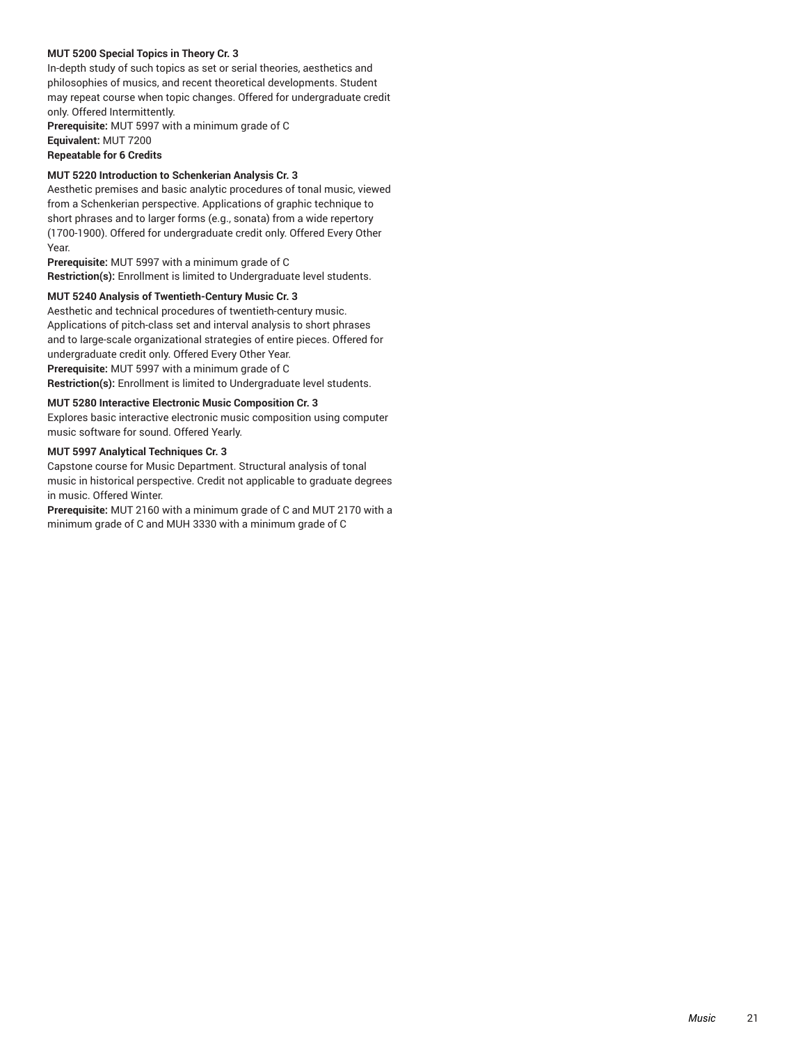**MUT 5200 Special Topics in Theory Cr. 3**

In-depth study of such topics as set or serial theories, aesthetics and philosophies of musics, and recent theoretical developments. Student may repeat course when topic changes. Offered for undergraduate credit only. Offered Intermittently.

**Prerequisite:** MUT 5997 with a minimum grade of C

**Equivalent:** MUT 7200

**Repeatable for 6 Credits**

**MUT 5220 Introduction to Schenkerian Analysis Cr. 3**

Aesthetic premises and basic analytic procedures of tonal music, viewed from a Schenkerian perspective. Applications of graphic technique to short phrases and to larger forms (e.g., sonata) from a wide repertory (1700-1900). Offered for undergraduate credit only. Offered Every Other Year.

**Prerequisite:** MUT 5997 with a minimum grade of C

**Restriction(s):** Enrollment is limited to Undergraduate level students.

**MUT 5240 Analysis of Twentieth-Century Music Cr. 3**

Aesthetic and technical procedures of twentieth-century music. Applications of pitch-class set and interval analysis to short phrases and to large-scale organizational strategies of entire pieces. Offered for undergraduate credit only. Offered Every Other Year.

**Prerequisite:** MUT 5997 with a minimum grade of C

**Restriction(s):** Enrollment is limited to Undergraduate level students.

**MUT 5280 Interactive Electronic Music Composition Cr. 3**

Explores basic interactive electronic music composition using computer music software for sound. Offered Yearly.

**MUT 5997 Analytical Techniques Cr. 3**

Capstone course for Music Department. Structural analysis of tonal music in historical perspective. Credit not applicable to graduate degrees in music. Offered Winter.

**Prerequisite:** MUT 2160 with a minimum grade of C and MUT 2170 with a minimum grade of C and MUH 3330 with a minimum grade of C